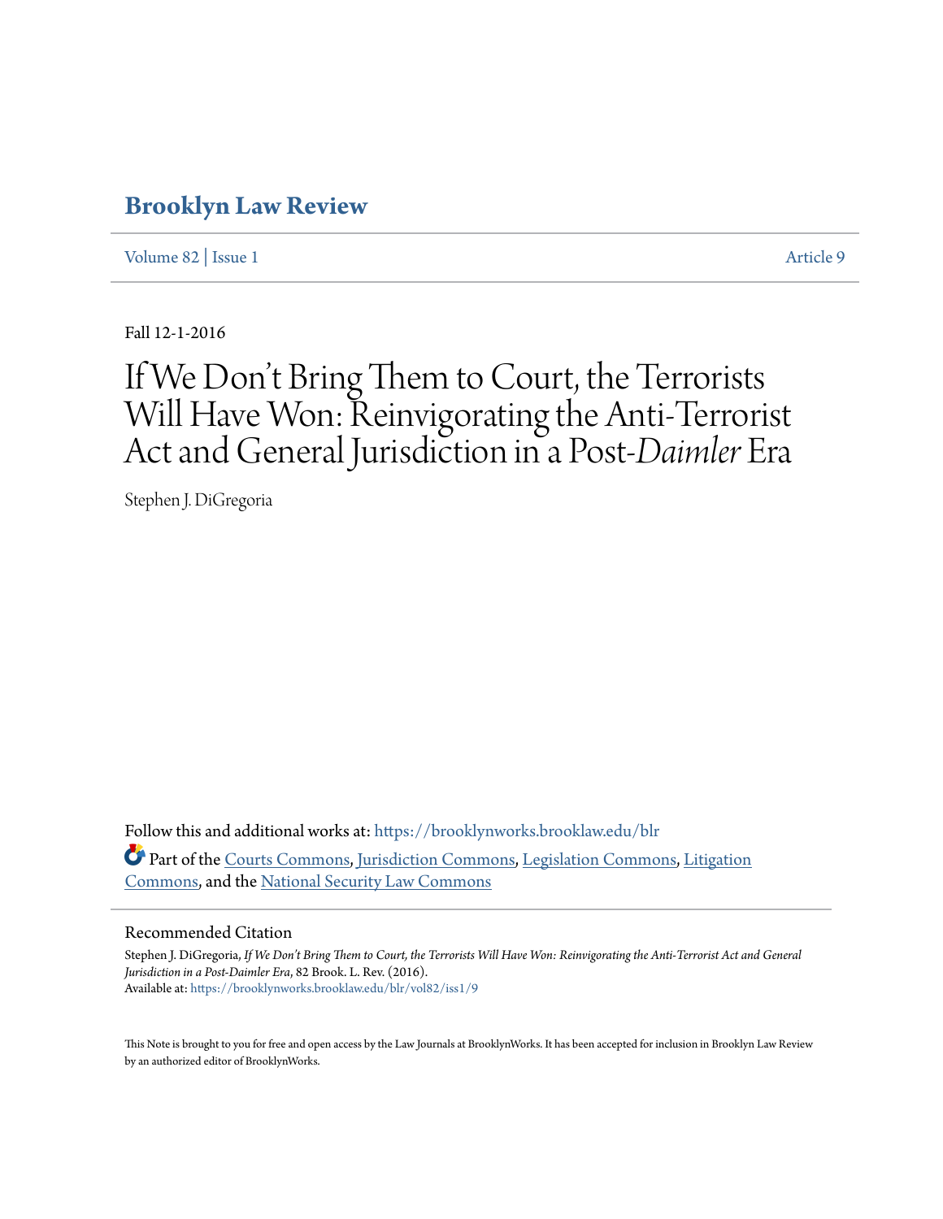# Brooklyn Law Review

Volume 82 | Issue 1 Article 9

Fall 12-1-2016

# If We Don't Bring Them to Court, the Terrorists Will Have Won: Reinvigorating the Anti-Terrorist Act and General Jurisdiction in a Post-*Daimler* Era

Stephen J. DiGregoria

Follow this and additional works at: https://brooklynworks.brooklaw.edu/blr

Part of the Courts Commons, Jurisdiction Commons, Legislation Commons, Litigation Commons, and the National Security Law Commons

## Recommended Citation

Stephen J. DiGregoria, *If We Don't Bring Them to Court, the Terrorists Will Have Won: Reinvigorating the Anti-Terrorist Act and General Jurisdiction in a Post-Daimler Era*, 82 Brook. L. Rev. (2016).
Available at: https://brooklynworks.brooklaw.edu/blr/vol82/iss1/9

This Note is brought to you for free and open access by the Law Journals at BrooklynWorks. It has been accepted for inclusion in Brooklyn Law Review by an authorized editor of BrooklynWorks.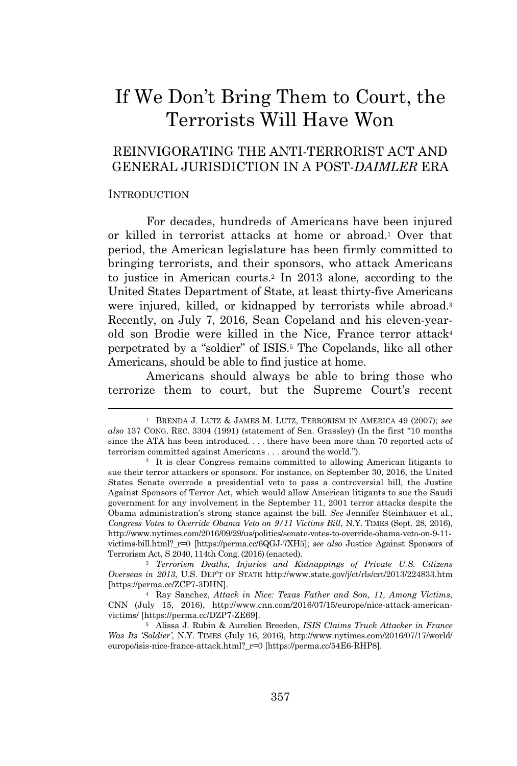# If We Don't Bring Them to Court, the Terrorists Will Have Won

## REINVIGORATING THE ANTI-TERRORIST ACT AND GENERAL JURISDICTION IN A POST-*DAIMLER* ERA

### INTRODUCTION

For decades, hundreds of Americans have been injured or killed in terrorist attacks at home or abroad.[1] Over that period, the American legislature has been firmly committed to bringing terrorists, and their sponsors, who attack Americans to justice in American courts.[2] In 2013 alone, according to the United States Department of State, at least thirty-five Americans were injured, killed, or kidnapped by terrorists while abroad.[3] Recently, on July 7, 2016, Sean Copeland and his eleven-year-old son Brodie were killed in the Nice, France terror attack[4] perpetrated by a "soldier" of ISIS.[5] The Copelands, like all other Americans, should be able to find justice at home.

Americans should always be able to bring those who terrorize them to court, but the Supreme Court's recent

---

[1] BRENDA J. LUTZ & JAMES M. LUTZ, TERRORISM IN AMERICA 49 (2007); *see also* 137 CONG. REC. 3304 (1991) (statement of Sen. Grassley) (In the first "10 months since the ATA has been introduced. . . . there have been more than 70 reported acts of terrorism committed against Americans . . . around the world.").

[2] It is clear Congress remains committed to allowing American litigants to sue their terror attackers or sponsors. For instance, on September 30, 2016, the United States Senate overrode a presidential veto to pass a controversial bill, the Justice Against Sponsors of Terror Act, which would allow American litigants to sue the Saudi government for any involvement in the September 11, 2001 terror attacks despite the Obama administration's strong stance against the bill. *See* Jennifer Steinhauer et al., *Congress Votes to Override Obama Veto on 9/11 Victims Bill*, N.Y. TIMES (Sept. 28, 2016), http://www.nytimes.com/2016/09/29/us/politics/senate-votes-to-override-obama-veto-on-9-11-victims-bill.html?_r=0 [https://perma.cc/6QGJ-7XH5]; *see also* Justice Against Sponsors of Terrorism Act, S 2040, 114th Cong. (2016) (enacted).

[3] *Terrorism Deaths, Injuries and Kidnappings of Private U.S. Citizens Overseas in 2013*, U.S. DEP'T OF STATE http://www.state.gov/j/ct/rls/crt/2013/224833.htm [https://perma.cc/ZCP7-3DHN].

[4] Ray Sanchez, *Attack in Nice: Texas Father and Son, 11, Among Victims*, CNN (July 15, 2016), http://www.cnn.com/2016/07/15/europe/nice-attack-american-victims/ [https://perma.cc/DZP7-ZE69].

[5] Alissa J. Rubin & Aurelien Breeden, *ISIS Claims Truck Attacker in France Was Its 'Soldier'*, N.Y. TIMES (July 16, 2016), http://www.nytimes.com/2016/07/17/world/europe/isis-nice-france-attack.html?_r=0 [https://perma.cc/54E6-RHP8].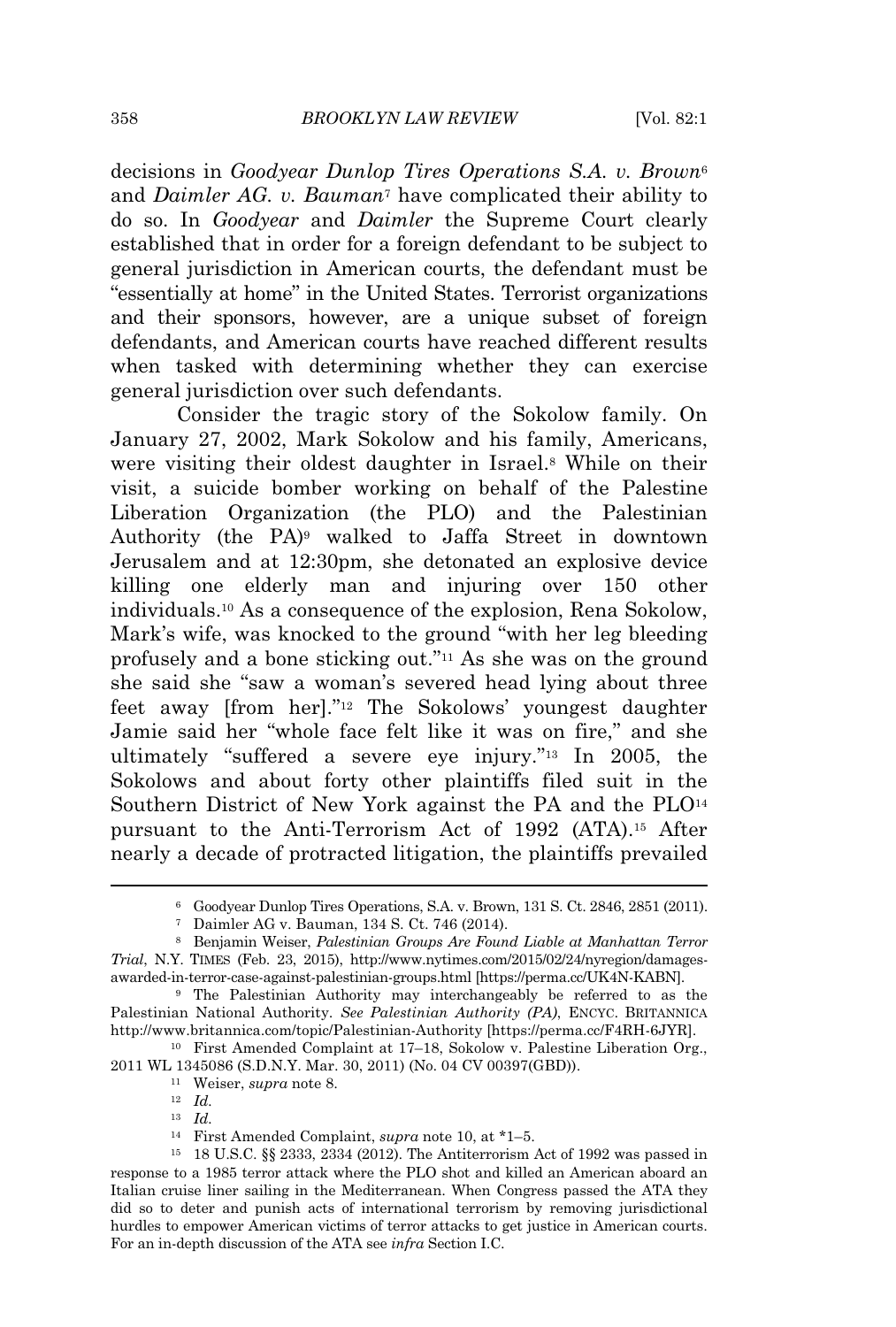decisions in *Goodyear Dunlop Tires Operations S.A. v. Brown*[6] and *Daimler AG. v. Bauman*[7] have complicated their ability to do so. In *Goodyear* and *Daimler* the Supreme Court clearly established that in order for a foreign defendant to be subject to general jurisdiction in American courts, the defendant must be "essentially at home" in the United States. Terrorist organizations and their sponsors, however, are a unique subset of foreign defendants, and American courts have reached different results when tasked with determining whether they can exercise general jurisdiction over such defendants.

Consider the tragic story of the Sokolow family. On January 27, 2002, Mark Sokolow and his family, Americans, were visiting their oldest daughter in Israel.[8] While on their visit, a suicide bomber working on behalf of the Palestine Liberation Organization (the PLO) and the Palestinian Authority (the PA)[9] walked to Jaffa Street in downtown Jerusalem and at 12:30pm, she detonated an explosive device killing one elderly man and injuring over 150 other individuals.[10] As a consequence of the explosion, Rena Sokolow, Mark's wife, was knocked to the ground "with her leg bleeding profusely and a bone sticking out."[11] As she was on the ground she said she "saw a woman's severed head lying about three feet away [from her]."[12] The Sokolows' youngest daughter Jamie said her "whole face felt like it was on fire," and she ultimately "suffered a severe eye injury."[13] In 2005, the Sokolows and about forty other plaintiffs filed suit in the Southern District of New York against the PA and the PLO[14] pursuant to the Anti-Terrorism Act of 1992 (ATA).[15] After nearly a decade of protracted litigation, the plaintiffs prevailed

---

[6] Goodyear Dunlop Tires Operations, S.A. v. Brown, 131 S. Ct. 2846, 2851 (2011).

[7] Daimler AG v. Bauman, 134 S. Ct. 746 (2014).

[8] Benjamin Weiser, *Palestinian Groups Are Found Liable at Manhattan Terror Trial*, N.Y. TIMES (Feb. 23, 2015), http://www.nytimes.com/2015/02/24/nyregion/damages-awarded-in-terror-case-against-palestinian-groups.html [https://perma.cc/UK4N-KABN].

[9] The Palestinian Authority may interchangeably be referred to as the Palestinian National Authority. *See Palestinian Authority (PA)*, ENCYC. BRITANNICA http://www.britannica.com/topic/Palestinian-Authority [https://perma.cc/F4RH-6JYR].

[10] First Amended Complaint at 17–18, Sokolow v. Palestine Liberation Org., 2011 WL 1345086 (S.D.N.Y. Mar. 30, 2011) (No. 04 CV 00397(GBD)).

[11] Weiser, *supra* note 8.

[12] *Id.*

[13] *Id.*

[14] First Amended Complaint, *supra* note 10, at *1–5.

[15] 18 U.S.C. §§ 2333, 2334 (2012). The Antiterrorism Act of 1992 was passed in response to a 1985 terror attack where the PLO shot and killed an American aboard an Italian cruise liner sailing in the Mediterranean. When Congress passed the ATA they did so to deter and punish acts of international terrorism by removing jurisdictional hurdles to empower American victims of terror attacks to get justice in American courts. For an in-depth discussion of the ATA see *infra* Section I.C.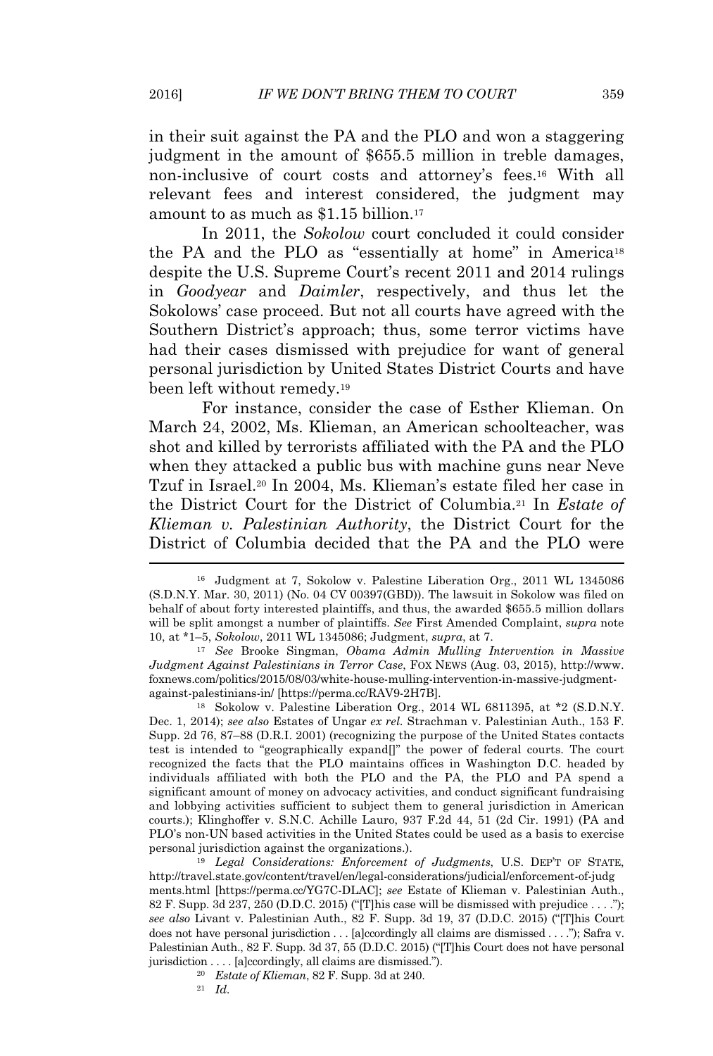in their suit against the PA and the PLO and won a staggering judgment in the amount of $655.5 million in treble damages, non-inclusive of court costs and attorney's fees.[16] With all relevant fees and interest considered, the judgment may amount to as much as $1.15 billion.[17]

In 2011, the *Sokolow* court concluded it could consider the PA and the PLO as "essentially at home" in America[18] despite the U.S. Supreme Court's recent 2011 and 2014 rulings in *Goodyear* and *Daimler*, respectively, and thus let the Sokolows' case proceed. But not all courts have agreed with the Southern District's approach; thus, some terror victims have had their cases dismissed with prejudice for want of general personal jurisdiction by United States District Courts and have been left without remedy.[19]

For instance, consider the case of Esther Klieman. On March 24, 2002, Ms. Klieman, an American schoolteacher, was shot and killed by terrorists affiliated with the PA and the PLO when they attacked a public bus with machine guns near Neve Tzuf in Israel.[20] In 2004, Ms. Klieman's estate filed her case in the District Court for the District of Columbia.[21] In *Estate of Klieman v. Palestinian Authority*, the District Court for the District of Columbia decided that the PA and the PLO were

---

[16] Judgment at 7, Sokolow v. Palestine Liberation Org., 2011 WL 1345086 (S.D.N.Y. Mar. 30, 2011) (No. 04 CV 00397(GBD)). The lawsuit in Sokolow was filed on behalf of about forty interested plaintiffs, and thus, the awarded $655.5 million dollars will be split amongst a number of plaintiffs. *See* First Amended Complaint, *supra* note 10, at *1–5, *Sokolow*, 2011 WL 1345086; Judgment, *supra*, at 7.

[17] *See* Brooke Singman, *Obama Admin Mulling Intervention in Massive Judgment Against Palestinians in Terror Case*, FOX NEWS (Aug. 03, 2015), http://www.foxnews.com/politics/2015/08/03/white-house-mulling-intervention-in-massive-judgment-against-palestinians-in/ [https://perma.cc/RAV9-2H7B].

[18] Sokolow v. Palestine Liberation Org., 2014 WL 6811395, at *2 (S.D.N.Y. Dec. 1, 2014); *see also* Estates of Ungar *ex rel.* Strachman v. Palestinian Auth., 153 F. Supp. 2d 76, 87–88 (D.R.I. 2001) (recognizing the purpose of the United States contacts test is intended to "geographically expand[]" the power of federal courts. The court recognized the facts that the PLO maintains offices in Washington D.C. headed by individuals affiliated with both the PLO and the PA, the PLO and PA spend a significant amount of money on advocacy activities, and conduct significant fundraising and lobbying activities sufficient to subject them to general jurisdiction in American courts.); Klinghoffer v. S.N.C. Achille Lauro, 937 F.2d 44, 51 (2d Cir. 1991) (PA and PLO's non-UN based activities in the United States could be used as a basis to exercise personal jurisdiction against the organizations.).

[19] *Legal Considerations: Enforcement of Judgments*, U.S. DEP'T OF STATE, http://travel.state.gov/content/travel/en/legal-considerations/judicial/enforcement-of-judgments.html [https://perma.cc/YG7C-DLAC]; *see* Estate of Klieman v. Palestinian Auth., 82 F. Supp. 3d 237, 250 (D.D.C. 2015) ("[T]his case will be dismissed with prejudice . . . ."); *see also* Livant v. Palestinian Auth., 82 F. Supp. 3d 19, 37 (D.D.C. 2015) ("[T]his Court does not have personal jurisdiction . . . [a]ccordingly all claims are dismissed . . . ."); Safra v. Palestinian Auth., 82 F. Supp. 3d 37, 55 (D.D.C. 2015) ("[T]his Court does not have personal jurisdiction . . . . [a]ccordingly, all claims are dismissed.").

[20] *Estate of Klieman*, 82 F. Supp. 3d at 240.

[21] *Id.*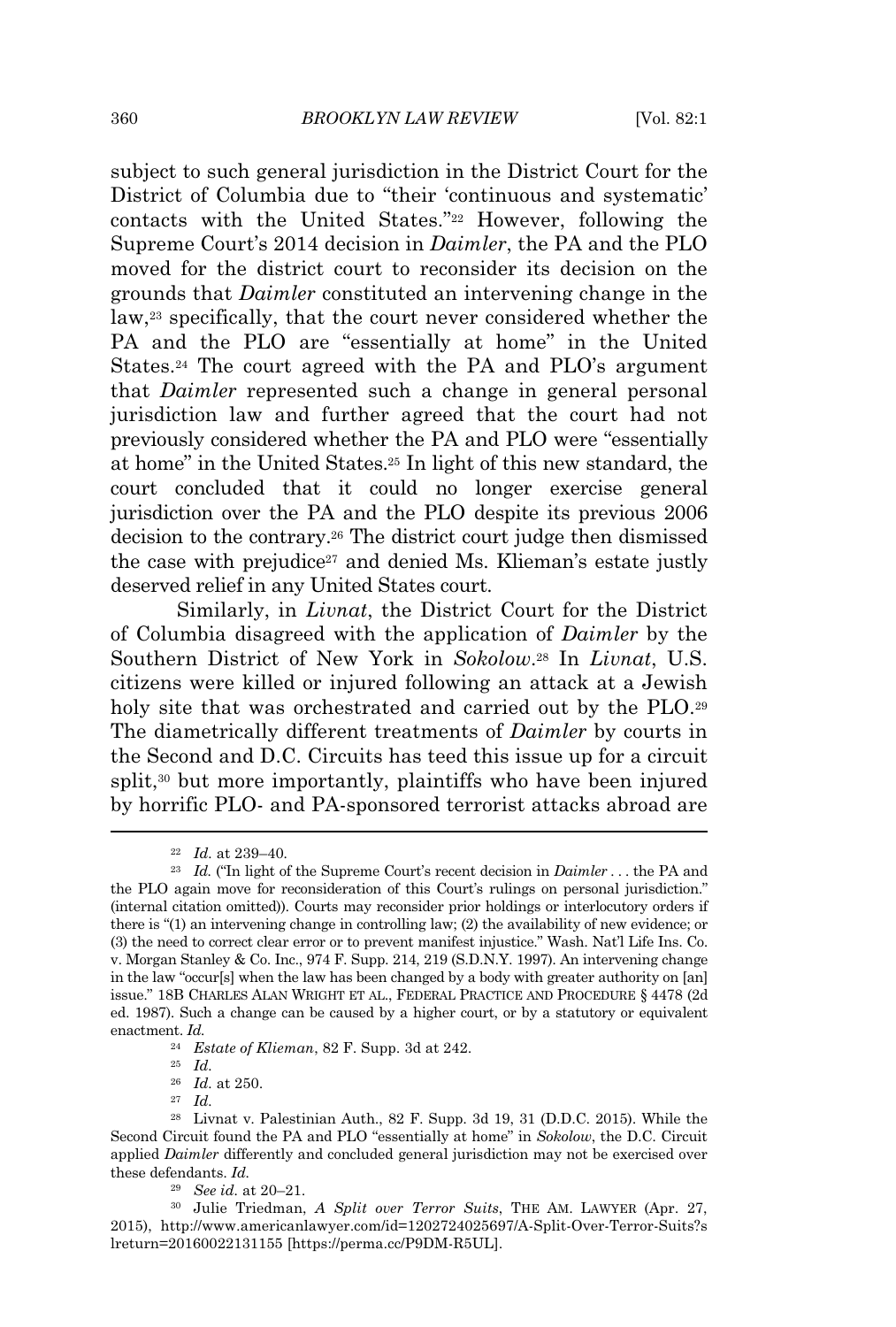subject to such general jurisdiction in the District Court for the District of Columbia due to "their 'continuous and systematic' contacts with the United States."[22] However, following the Supreme Court's 2014 decision in *Daimler*, the PA and the PLO moved for the district court to reconsider its decision on the grounds that *Daimler* constituted an intervening change in the law,[23] specifically, that the court never considered whether the PA and the PLO are "essentially at home" in the United States.[24] The court agreed with the PA and PLO's argument that *Daimler* represented such a change in general personal jurisdiction law and further agreed that the court had not previously considered whether the PA and PLO were "essentially at home" in the United States.[25] In light of this new standard, the court concluded that it could no longer exercise general jurisdiction over the PA and the PLO despite its previous 2006 decision to the contrary.[26] The district court judge then dismissed the case with prejudice[27] and denied Ms. Klieman's estate justly deserved relief in any United States court.

Similarly, in *Livnat*, the District Court for the District of Columbia disagreed with the application of *Daimler* by the Southern District of New York in *Sokolow*.[28] In *Livnat*, U.S. citizens were killed or injured following an attack at a Jewish holy site that was orchestrated and carried out by the PLO.[29] The diametrically different treatments of *Daimler* by courts in the Second and D.C. Circuits has teed this issue up for a circuit split,[30] but more importantly, plaintiffs who have been injured by horrific PLO- and PA-sponsored terrorist attacks abroad are

---

[22] *Id.* at 239–40.

[23] *Id.* ("In light of the Supreme Court's recent decision in *Daimler* . . . the PA and the PLO again move for reconsideration of this Court's rulings on personal jurisdiction." (internal citation omitted)). Courts may reconsider prior holdings or interlocutory orders if there is "(1) an intervening change in controlling law; (2) the availability of new evidence; or (3) the need to correct clear error or to prevent manifest injustice." Wash. Nat'l Life Ins. Co. v. Morgan Stanley & Co. Inc., 974 F. Supp. 214, 219 (S.D.N.Y. 1997). An intervening change in the law "occur[s] when the law has been changed by a body with greater authority on [an] issue." 18B CHARLES ALAN WRIGHT ET AL., FEDERAL PRACTICE AND PROCEDURE § 4478 (2d ed. 1987). Such a change can be caused by a higher court, or by a statutory or equivalent enactment. *Id.*

[24] *Estate of Klieman*, 82 F. Supp. 3d at 242.

[25] *Id.*

[26] *Id.* at 250.

[27] *Id.*

[28] Livnat v. Palestinian Auth., 82 F. Supp. 3d 19, 31 (D.D.C. 2015). While the Second Circuit found the PA and PLO "essentially at home" in *Sokolow*, the D.C. Circuit applied *Daimler* differently and concluded general jurisdiction may not be exercised over these defendants. *Id.*

[29] *See id.* at 20–21.

[30] Julie Triedman, *A Split over Terror Suits*, THE AM. LAWYER (Apr. 27, 2015), http://www.americanlawyer.com/id=1202724025697/A-Split-Over-Terror-Suits?slreturn=20160022131155 [https://perma.cc/P9DM-R5UL].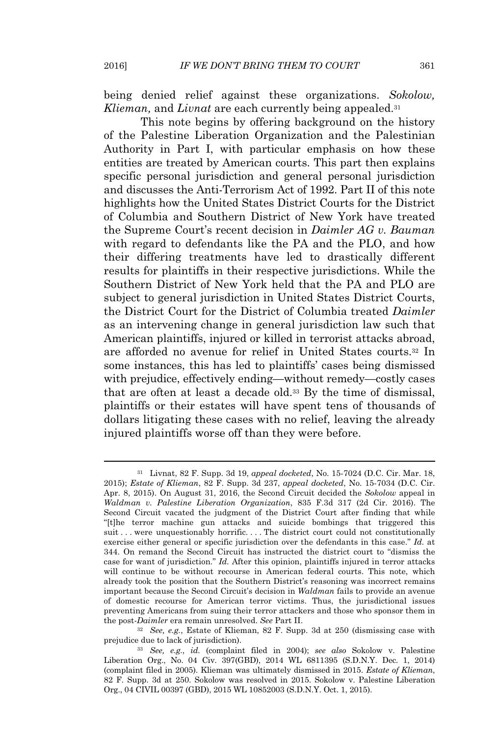being denied relief against these organizations. *Sokolow, Klieman,* and *Livnat* are each currently being appealed.[31]

This note begins by offering background on the history of the Palestine Liberation Organization and the Palestinian Authority in Part I, with particular emphasis on how these entities are treated by American courts. This part then explains specific personal jurisdiction and general personal jurisdiction and discusses the Anti-Terrorism Act of 1992. Part II of this note highlights how the United States District Courts for the District of Columbia and Southern District of New York have treated the Supreme Court's recent decision in *Daimler AG v. Bauman* with regard to defendants like the PA and the PLO, and how their differing treatments have led to drastically different results for plaintiffs in their respective jurisdictions. While the Southern District of New York held that the PA and PLO are subject to general jurisdiction in United States District Courts, the District Court for the District of Columbia treated *Daimler* as an intervening change in general jurisdiction law such that American plaintiffs, injured or killed in terrorist attacks abroad, are afforded no avenue for relief in United States courts.[32] In some instances, this has led to plaintiffs' cases being dismissed with prejudice, effectively ending—without remedy—costly cases that are often at least a decade old.[33] By the time of dismissal, plaintiffs or their estates will have spent tens of thousands of dollars litigating these cases with no relief, leaving the already injured plaintiffs worse off than they were before.

---

[31] Livnat, 82 F. Supp. 3d 19, *appeal docketed*, No. 15-7024 (D.C. Cir. Mar. 18, 2015); *Estate of Klieman*, 82 F. Supp. 3d 237, *appeal docketed*, No. 15-7034 (D.C. Cir. Apr. 8, 2015). On August 31, 2016, the Second Circuit decided the *Sokolow* appeal in *Waldman v. Palestine Liberation Organization*, 835 F.3d 317 (2d Cir. 2016). The Second Circuit vacated the judgment of the District Court after finding that while "[t]he terror machine gun attacks and suicide bombings that triggered this suit . . . were unquestionably horrific. . . . The district court could not constitutionally exercise either general or specific jurisdiction over the defendants in this case." *Id.* at 344. On remand the Second Circuit has instructed the district court to "dismiss the case for want of jurisdiction." *Id.* After this opinion, plaintiffs injured in terror attacks will continue to be without recourse in American federal courts. This note, which already took the position that the Southern District's reasoning was incorrect remains important because the Second Circuit's decision in *Waldman* fails to provide an avenue of domestic recourse for American terror victims. Thus, the jurisdictional issues preventing Americans from suing their terror attackers and those who sponsor them in the post-*Daimler* era remain unresolved. *See* Part II.

[32] *See, e.g.*, Estate of Klieman, 82 F. Supp. 3d at 250 (dismissing case with prejudice due to lack of jurisdiction).

[33] *See, e.g.*, *id.* (complaint filed in 2004); *see also* Sokolow v. Palestine Liberation Org., No. 04 Civ. 397(GBD), 2014 WL 6811395 (S.D.N.Y. Dec. 1, 2014) (complaint filed in 2005). Klieman was ultimately dismissed in 2015. *Estate of Klieman*, 82 F. Supp. 3d at 250. Sokolow was resolved in 2015. Sokolow v. Palestine Liberation Org., 04 CIVIL 00397 (GBD), 2015 WL 10852003 (S.D.N.Y. Oct. 1, 2015).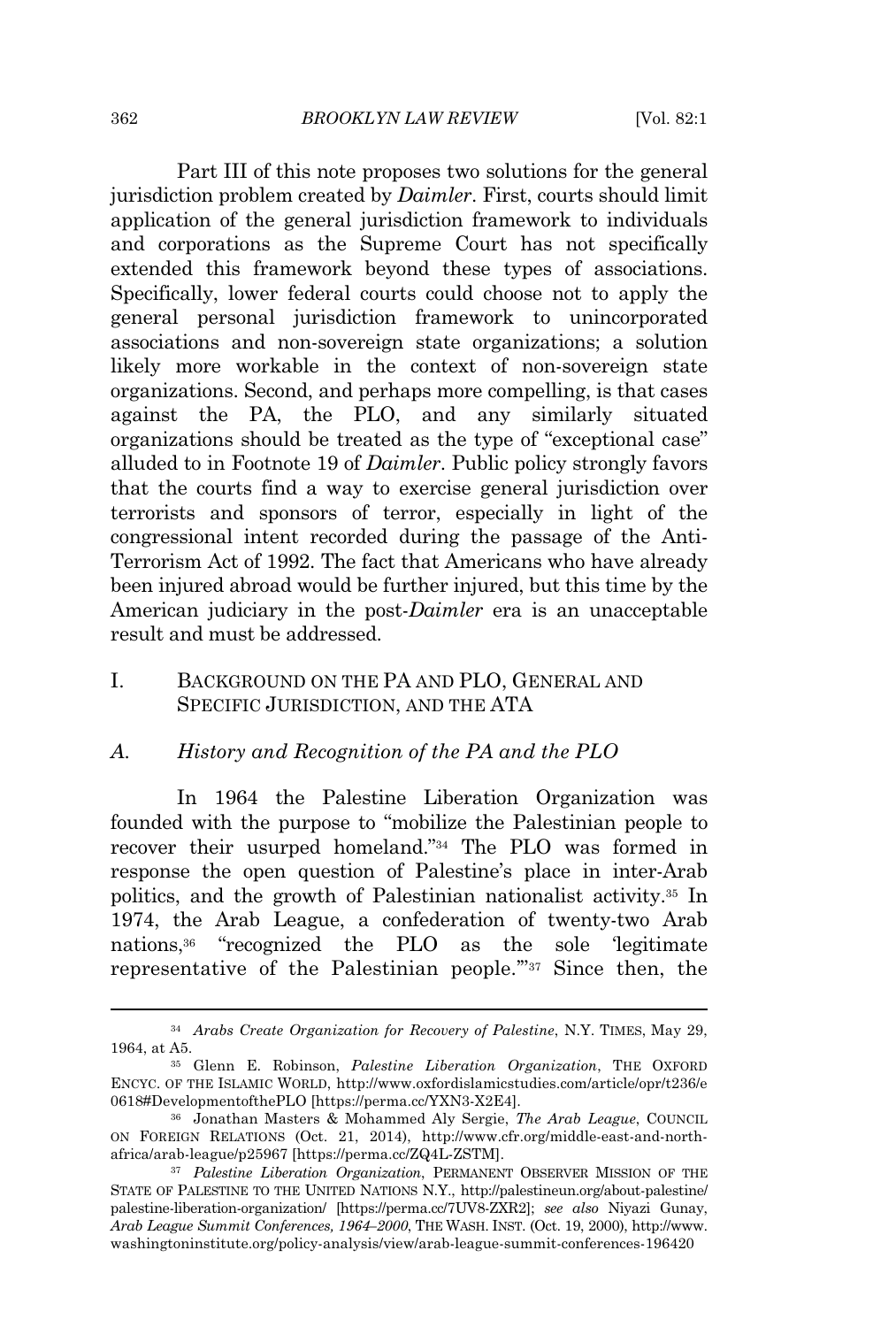Part III of this note proposes two solutions for the general jurisdiction problem created by *Daimler*. First, courts should limit application of the general jurisdiction framework to individuals and corporations as the Supreme Court has not specifically extended this framework beyond these types of associations. Specifically, lower federal courts could choose not to apply the general personal jurisdiction framework to unincorporated associations and non-sovereign state organizations; a solution likely more workable in the context of non-sovereign state organizations. Second, and perhaps more compelling, is that cases against the PA, the PLO, and any similarly situated organizations should be treated as the type of "exceptional case" alluded to in Footnote 19 of *Daimler*. Public policy strongly favors that the courts find a way to exercise general jurisdiction over terrorists and sponsors of terror, especially in light of the congressional intent recorded during the passage of the Anti-Terrorism Act of 1992. The fact that Americans who have already been injured abroad would be further injured, but this time by the American judiciary in the post-*Daimler* era is an unacceptable result and must be addressed.

## I. BACKGROUND ON THE PA AND PLO, GENERAL AND SPECIFIC JURISDICTION, AND THE ATA

### *A. History and Recognition of the PA and the PLO*

In 1964 the Palestine Liberation Organization was founded with the purpose to "mobilize the Palestinian people to recover their usurped homeland."[34] The PLO was formed in response the open question of Palestine's place in inter-Arab politics, and the growth of Palestinian nationalist activity.[35] In 1974, the Arab League, a confederation of twenty-two Arab nations,[36] "recognized the PLO as the sole 'legitimate representative of the Palestinian people.'"[37] Since then, the

---

[34] *Arabs Create Organization for Recovery of Palestine*, N.Y. TIMES, May 29, 1964, at A5.

[35] Glenn E. Robinson, *Palestine Liberation Organization*, THE OXFORD ENCYC. OF THE ISLAMIC WORLD, http://www.oxfordislamicstudies.com/article/opr/t236/e0618#DevelopmentofthePLO [https://perma.cc/YXN3-X2E4].

[36] Jonathan Masters & Mohammed Aly Sergie, *The Arab League*, COUNCIL ON FOREIGN RELATIONS (Oct. 21, 2014), http://www.cfr.org/middle-east-and-north-africa/arab-league/p25967 [https://perma.cc/ZQ4L-ZSTM].

[37] *Palestine Liberation Organization*, PERMANENT OBSERVER MISSION OF THE STATE OF PALESTINE TO THE UNITED NATIONS N.Y., http://palestineun.org/about-palestine/palestine-liberation-organization/ [https://perma.cc/7UV8-ZXR2]; *see also* Niyazi Gunay, *Arab League Summit Conferences, 1964–2000*, THE WASH. INST. (Oct. 19, 2000), http://www.washingtoninstitute.org/policy-analysis/view/arab-league-summit-conferences-196420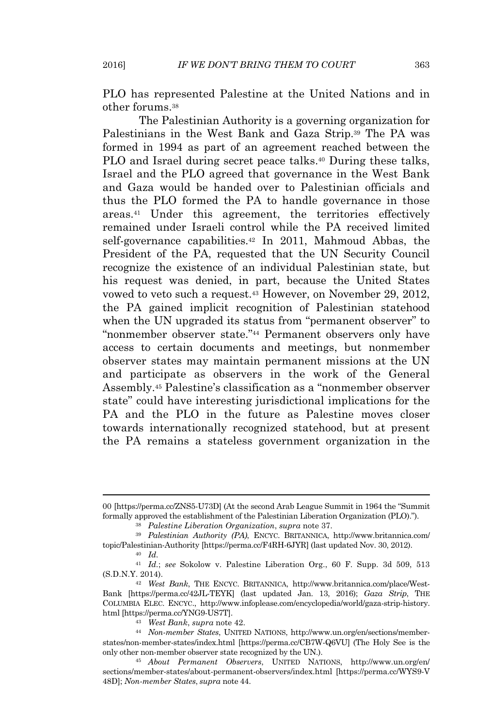PLO has represented Palestine at the United Nations and in other forums.[38]

The Palestinian Authority is a governing organization for Palestinians in the West Bank and Gaza Strip.[39] The PA was formed in 1994 as part of an agreement reached between the PLO and Israel during secret peace talks.[40] During these talks, Israel and the PLO agreed that governance in the West Bank and Gaza would be handed over to Palestinian officials and thus the PLO formed the PA to handle governance in those areas.[41] Under this agreement, the territories effectively remained under Israeli control while the PA received limited self-governance capabilities.[42] In 2011, Mahmoud Abbas, the President of the PA, requested that the UN Security Council recognize the existence of an individual Palestinian state, but his request was denied, in part, because the United States vowed to veto such a request.[43] However, on November 29, 2012, the PA gained implicit recognition of Palestinian statehood when the UN upgraded its status from "permanent observer" to "nonmember observer state."[44] Permanent observers only have access to certain documents and meetings, but nonmember observer states may maintain permanent missions at the UN and participate as observers in the work of the General Assembly.[45] Palestine's classification as a "nonmember observer state" could have interesting jurisdictional implications for the PA and the PLO in the future as Palestine moves closer towards internationally recognized statehood, but at present the PA remains a stateless government organization in the

---

00 [https://perma.cc/ZNS5-U73D] (At the second Arab League Summit in 1964 the "Summit formally approved the establishment of the Palestinian Liberation Organization (PLO).").

[38] *Palestine Liberation Organization*, *supra* note 37.

[39] *Palestinian Authority (PA)*, ENCYC. BRITANNICA, http://www.britannica.com/topic/Palestinian-Authority [https://perma.cc/F4RH-6JYR] (last updated Nov. 30, 2012).

[40] *Id.*

[41] *Id.*; *see* Sokolow v. Palestine Liberation Org., 60 F. Supp. 3d 509, 513 (S.D.N.Y. 2014).

[42] *West Bank*, THE ENCYC. BRITANNICA, http://www.britannica.com/place/West-Bank [https://perma.cc/42JL-TEYK] (last updated Jan. 13, 2016); *Gaza Strip*, THE COLUMBIA ELEC. ENCYC., http://www.infoplease.com/encyclopedia/world/gaza-strip-history.html [https://perma.cc/YNG9-US7T].

[43] *West Bank*, *supra* note 42.

[44] *Non-member States*, UNITED NATIONS, http://www.un.org/en/sections/member-states/non-member-states/index.html [https://perma.cc/CB7W-Q6VU] (The Holy See is the only other non-member observer state recognized by the UN.).

[45] *About Permanent Observers*, UNITED NATIONS, http://www.un.org/en/sections/member-states/about-permanent-observers/index.html [https://perma.cc/WYS9-V48D]; *Non-member States*, *supra* note 44.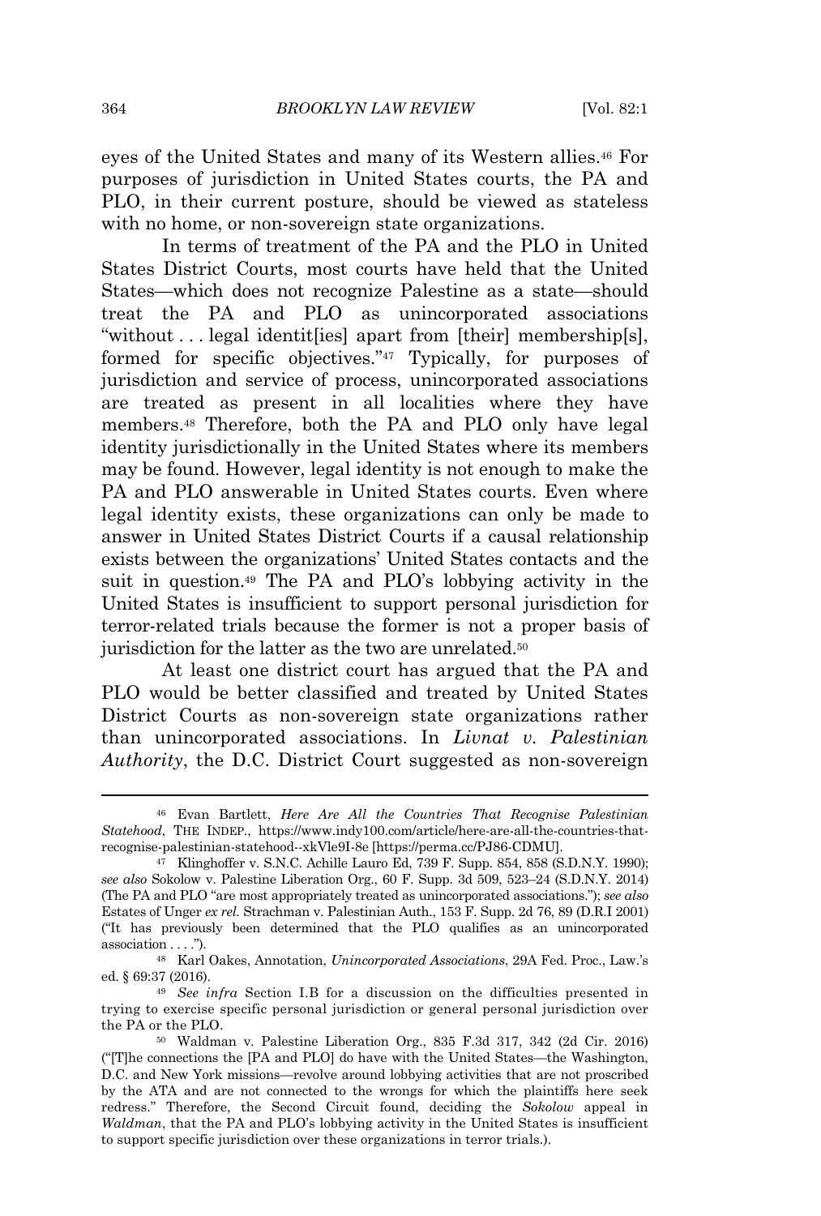eyes of the United States and many of its Western allies.[46] For purposes of jurisdiction in United States courts, the PA and PLO, in their current posture, should be viewed as stateless with no home, or non-sovereign state organizations.

In terms of treatment of the PA and the PLO in United States District Courts, most courts have held that the United States—which does not recognize Palestine as a state—should treat the PA and PLO as unincorporated associations "without . . . legal identit[ies] apart from [their] membership[s], formed for specific objectives."[47] Typically, for purposes of jurisdiction and service of process, unincorporated associations are treated as present in all localities where they have members.[48] Therefore, both the PA and PLO only have legal identity jurisdictionally in the United States where its members may be found. However, legal identity is not enough to make the PA and PLO answerable in United States courts. Even where legal identity exists, these organizations can only be made to answer in United States District Courts if a causal relationship exists between the organizations' United States contacts and the suit in question.[49] The PA and PLO's lobbying activity in the United States is insufficient to support personal jurisdiction for terror-related trials because the former is not a proper basis of jurisdiction for the latter as the two are unrelated.[50]

At least one district court has argued that the PA and PLO would be better classified and treated by United States District Courts as non-sovereign state organizations rather than unincorporated associations. In *Livnat v. Palestinian Authority*, the D.C. District Court suggested as non-sovereign

---

[46] Evan Bartlett, *Here Are All the Countries That Recognise Palestinian Statehood*, THE INDEP., https://www.indy100.com/article/here-are-all-the-countries-that-recognise-palestinian-statehood--xkVle9I-8e [https://perma.cc/PJ86-CDMU].

[47] Klinghoffer v. S.N.C. Achille Lauro Ed, 739 F. Supp. 854, 858 (S.D.N.Y. 1990); *see also* Sokolow v. Palestine Liberation Org., 60 F. Supp. 3d 509, 523–24 (S.D.N.Y. 2014) (The PA and PLO "are most appropriately treated as unincorporated associations."); *see also* Estates of Unger *ex rel.* Strachman v. Palestinian Auth., 153 F. Supp. 2d 76, 89 (D.R.I 2001) ("It has previously been determined that the PLO qualifies as an unincorporated association . . . .").

[48] Karl Oakes, Annotation, *Unincorporated Associations*, 29A Fed. Proc., Law.'s ed. § 69:37 (2016).

[49] *See infra* Section I.B for a discussion on the difficulties presented in trying to exercise specific personal jurisdiction or general personal jurisdiction over the PA or the PLO.

[50] Waldman v. Palestine Liberation Org., 835 F.3d 317, 342 (2d Cir. 2016) ("[T]he connections the [PA and PLO] do have with the United States—the Washington, D.C. and New York missions—revolve around lobbying activities that are not proscribed by the ATA and are not connected to the wrongs for which the plaintiffs here seek redress." Therefore, the Second Circuit found, deciding the *Sokolow* appeal in *Waldman*, that the PA and PLO's lobbying activity in the United States is insufficient to support specific jurisdiction over these organizations in terror trials.).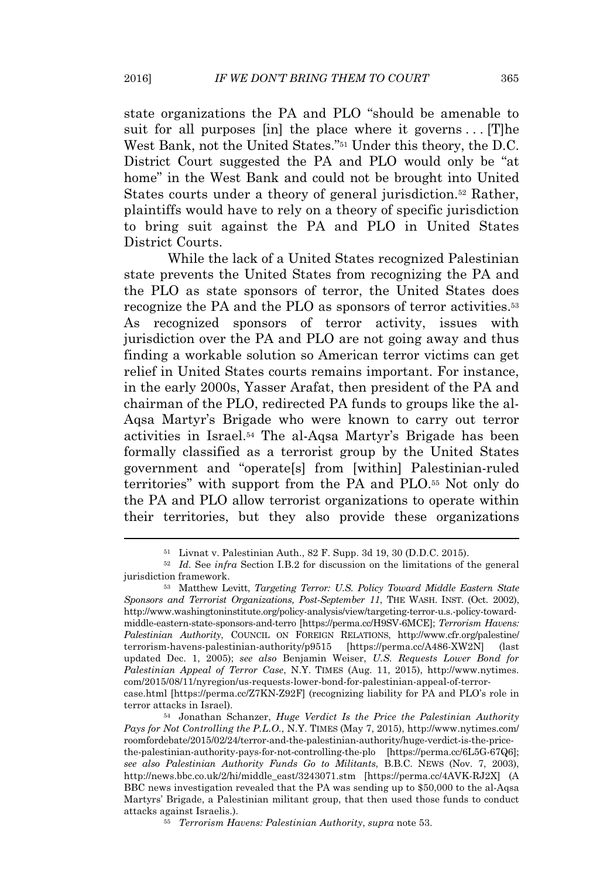state organizations the PA and PLO "should be amenable to suit for all purposes [in] the place where it governs . . . [T]he West Bank, not the United States."[51] Under this theory, the D.C. District Court suggested the PA and PLO would only be "at home" in the West Bank and could not be brought into United States courts under a theory of general jurisdiction.[52] Rather, plaintiffs would have to rely on a theory of specific jurisdiction to bring suit against the PA and PLO in United States District Courts.

While the lack of a United States recognized Palestinian state prevents the United States from recognizing the PA and the PLO as state sponsors of terror, the United States does recognize the PA and the PLO as sponsors of terror activities.[53] As recognized sponsors of terror activity, issues with jurisdiction over the PA and PLO are not going away and thus finding a workable solution so American terror victims can get relief in United States courts remains important. For instance, in the early 2000s, Yasser Arafat, then president of the PA and chairman of the PLO, redirected PA funds to groups like the al-Aqsa Martyr's Brigade who were known to carry out terror activities in Israel.[54] The al-Aqsa Martyr's Brigade has been formally classified as a terrorist group by the United States government and "operate[s] from [within] Palestinian-ruled territories" with support from the PA and PLO.[55] Not only do the PA and PLO allow terrorist organizations to operate within their territories, but they also provide these organizations

---

[51] Livnat v. Palestinian Auth., 82 F. Supp. 3d 19, 30 (D.D.C. 2015).

[52] *Id.* See *infra* Section I.B.2 for discussion on the limitations of the general jurisdiction framework.

[53] Matthew Levitt, *Targeting Terror: U.S. Policy Toward Middle Eastern State Sponsors and Terrorist Organizations, Post-September 11*, THE WASH. INST. (Oct. 2002), http://www.washingtoninstitute.org/policy-analysis/view/targeting-terror-u.s.-policy-toward-middle-eastern-state-sponsors-and-terro [https://perma.cc/H9SV-6MCE]; *Terrorism Havens: Palestinian Authority*, COUNCIL ON FOREIGN RELATIONS, http://www.cfr.org/palestine/terrorism-havens-palestinian-authority/p9515 [https://perma.cc/A486-XW2N] (last updated Dec. 1, 2005); *see also* Benjamin Weiser, *U.S. Requests Lower Bond for Palestinian Appeal of Terror Case*, N.Y. TIMES (Aug. 11, 2015), http://www.nytimes.com/2015/08/11/nyregion/us-requests-lower-bond-for-palestinian-appeal-of-terror-case.html [https://perma.cc/Z7KN-Z92F] (recognizing liability for PA and PLO's role in terror attacks in Israel).

[54] Jonathan Schanzer, *Huge Verdict Is the Price the Palestinian Authority Pays for Not Controlling the P.L.O.*, N.Y. TIMES (May 7, 2015), http://www.nytimes.com/roomfordebate/2015/02/24/terror-and-the-palestinian-authority/huge-verdict-is-the-price-the-palestinian-authority-pays-for-not-controlling-the-plo [https://perma.cc/6L5G-67Q6]; *see also Palestinian Authority Funds Go to Militants*, B.B.C. NEWS (Nov. 7, 2003), http://news.bbc.co.uk/2/hi/middle_east/3243071.stm [https://perma.cc/4AVK-RJ2X] (A BBC news investigation revealed that the PA was sending up to $50,000 to the al-Aqsa Martyrs' Brigade, a Palestinian militant group, that then used those funds to conduct attacks against Israelis.).

[55] *Terrorism Havens: Palestinian Authority*, *supra* note 53.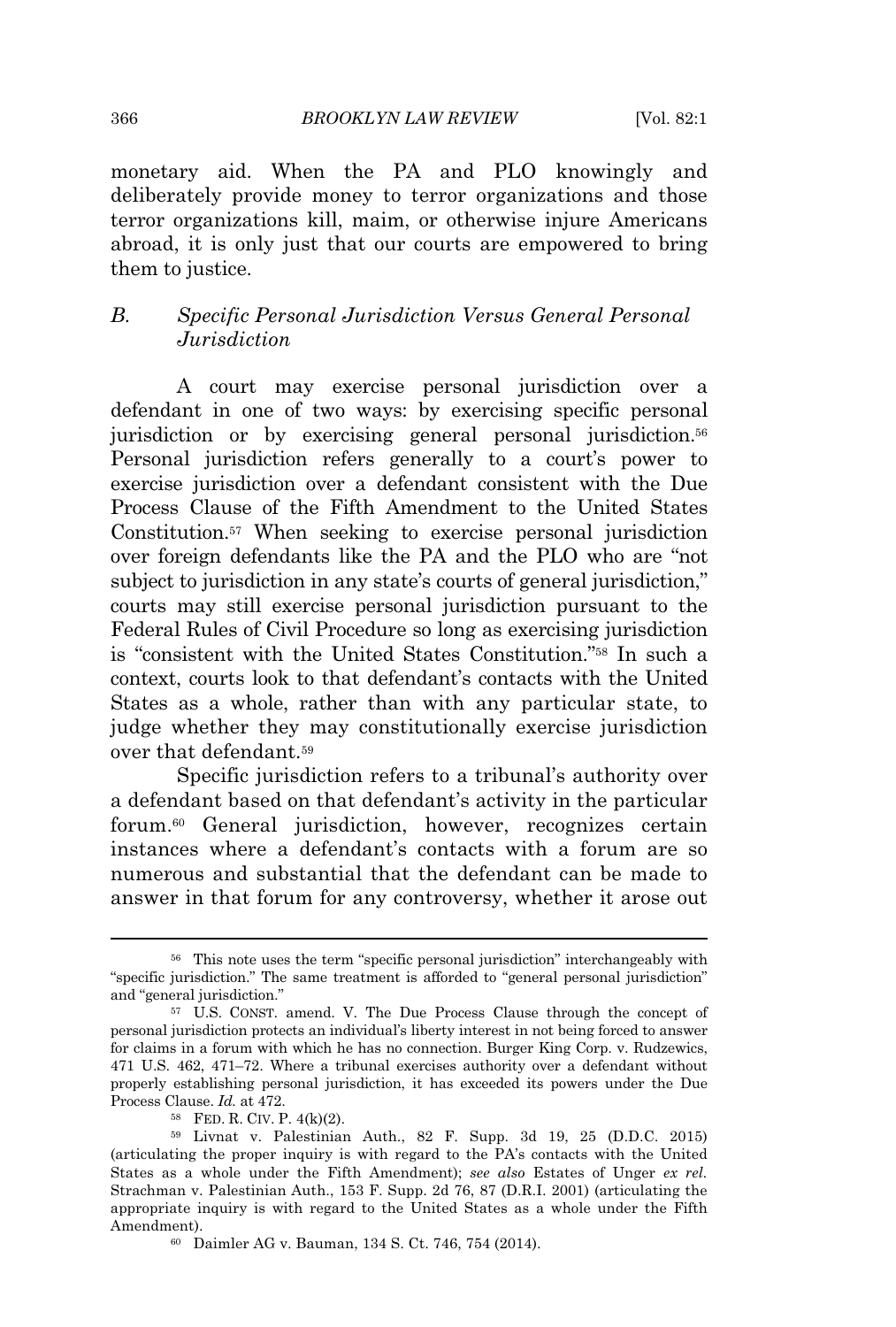monetary aid. When the PA and PLO knowingly and deliberately provide money to terror organizations and those terror organizations kill, maim, or otherwise injure Americans abroad, it is only just that our courts are empowered to bring them to justice.

### B. *Specific Personal Jurisdiction Versus General Personal Jurisdiction*

A court may exercise personal jurisdiction over a defendant in one of two ways: by exercising specific personal jurisdiction or by exercising general personal jurisdiction.[56] Personal jurisdiction refers generally to a court's power to exercise jurisdiction over a defendant consistent with the Due Process Clause of the Fifth Amendment to the United States Constitution.[57] When seeking to exercise personal jurisdiction over foreign defendants like the PA and the PLO who are "not subject to jurisdiction in any state's courts of general jurisdiction," courts may still exercise personal jurisdiction pursuant to the Federal Rules of Civil Procedure so long as exercising jurisdiction is "consistent with the United States Constitution."[58] In such a context, courts look to that defendant's contacts with the United States as a whole, rather than with any particular state, to judge whether they may constitutionally exercise jurisdiction over that defendant.[59]

Specific jurisdiction refers to a tribunal's authority over a defendant based on that defendant's activity in the particular forum.[60] General jurisdiction, however, recognizes certain instances where a defendant's contacts with a forum are so numerous and substantial that the defendant can be made to answer in that forum for any controversy, whether it arose out

---

[56] This note uses the term "specific personal jurisdiction" interchangeably with "specific jurisdiction." The same treatment is afforded to "general personal jurisdiction" and "general jurisdiction."

[57] U.S. CONST. amend. V. The Due Process Clause through the concept of personal jurisdiction protects an individual's liberty interest in not being forced to answer for claims in a forum with which he has no connection. Burger King Corp. v. Rudzewics, 471 U.S. 462, 471–72. Where a tribunal exercises authority over a defendant without properly establishing personal jurisdiction, it has exceeded its powers under the Due Process Clause. *Id.* at 472.

[58] FED. R. CIV. P. 4(k)(2).

[59] Livnat v. Palestinian Auth., 82 F. Supp. 3d 19, 25 (D.D.C. 2015) (articulating the proper inquiry is with regard to the PA's contacts with the United States as a whole under the Fifth Amendment); *see also* Estates of Unger *ex rel.* Strachman v. Palestinian Auth., 153 F. Supp. 2d 76, 87 (D.R.I. 2001) (articulating the appropriate inquiry is with regard to the United States as a whole under the Fifth Amendment).

[60] Daimler AG v. Bauman, 134 S. Ct. 746, 754 (2014).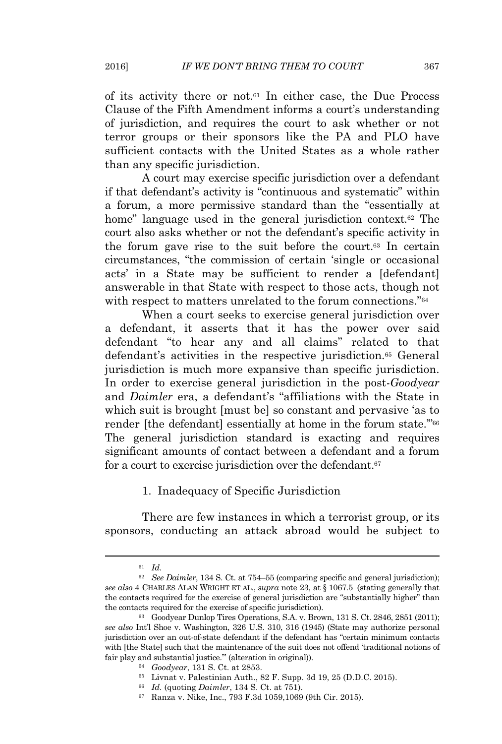of its activity there or not.[61] In either case, the Due Process Clause of the Fifth Amendment informs a court's understanding of jurisdiction, and requires the court to ask whether or not terror groups or their sponsors like the PA and PLO have sufficient contacts with the United States as a whole rather than any specific jurisdiction.

A court may exercise specific jurisdiction over a defendant if that defendant's activity is "continuous and systematic" within a forum, a more permissive standard than the "essentially at home" language used in the general jurisdiction context.[62] The court also asks whether or not the defendant's specific activity in the forum gave rise to the suit before the court.[63] In certain circumstances, "the commission of certain 'single or occasional acts' in a State may be sufficient to render a [defendant] answerable in that State with respect to those acts, though not with respect to matters unrelated to the forum connections."[64]

When a court seeks to exercise general jurisdiction over a defendant, it asserts that it has the power over said defendant "to hear any and all claims" related to that defendant's activities in the respective jurisdiction.[65] General jurisdiction is much more expansive than specific jurisdiction. In order to exercise general jurisdiction in the post-*Goodyear* and *Daimler* era, a defendant's "affiliations with the State in which suit is brought [must be] so constant and pervasive 'as to render [the defendant] essentially at home in the forum state.'"[66] The general jurisdiction standard is exacting and requires significant amounts of contact between a defendant and a forum for a court to exercise jurisdiction over the defendant.[67]

### 1. Inadequacy of Specific Jurisdiction

There are few instances in which a terrorist group, or its sponsors, conducting an attack abroad would be subject to

---

[61] *Id.*

[62] *See Daimler*, 134 S. Ct. at 754–55 (comparing specific and general jurisdiction); *see also* 4 CHARLES ALAN WRIGHT ET AL., *supra* note 23, at § 1067.5 (stating generally that the contacts required for the exercise of general jurisdiction are "substantially higher" than the contacts required for the exercise of specific jurisdiction).

[63] Goodyear Dunlop Tires Operations, S.A. v. Brown, 131 S. Ct. 2846, 2851 (2011); *see also* Int'l Shoe v. Washington, 326 U.S. 310, 316 (1945) (State may authorize personal jurisdiction over an out-of-state defendant if the defendant has "certain minimum contacts with [the State] such that the maintenance of the suit does not offend 'traditional notions of fair play and substantial justice.'" (alteration in original)).

[64] *Goodyear*, 131 S. Ct. at 2853.

[65] Livnat v. Palestinian Auth., 82 F. Supp. 3d 19, 25 (D.D.C. 2015).

[66] *Id.* (quoting *Daimler*, 134 S. Ct. at 751).

[67] Ranza v. Nike, Inc., 793 F.3d 1059,1069 (9th Cir. 2015).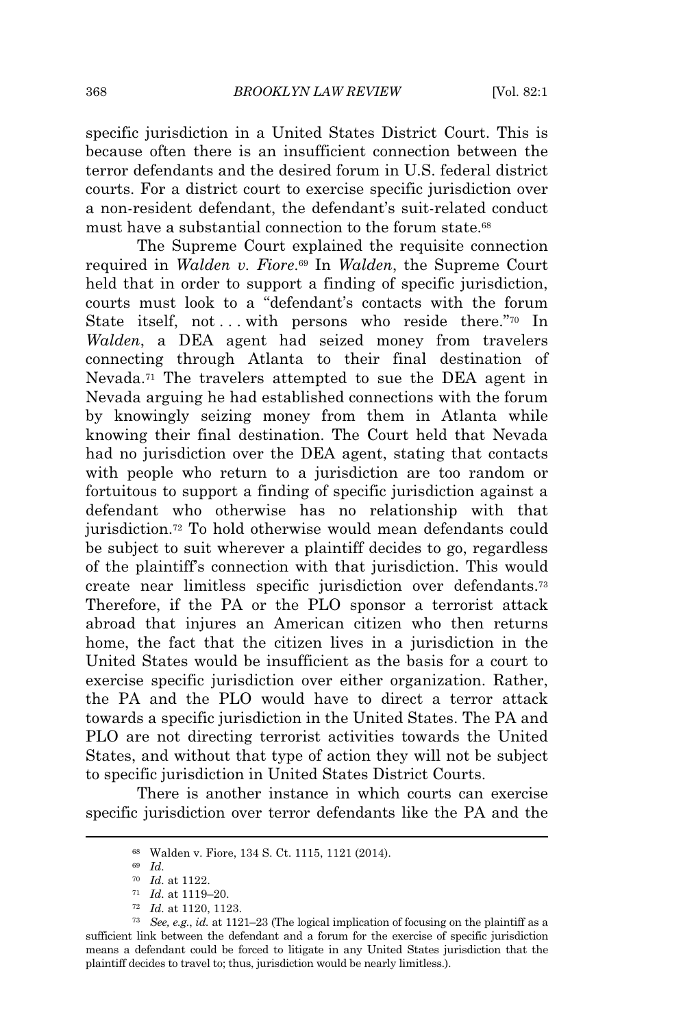specific jurisdiction in a United States District Court. This is because often there is an insufficient connection between the terror defendants and the desired forum in U.S. federal district courts. For a district court to exercise specific jurisdiction over a non-resident defendant, the defendant's suit-related conduct must have a substantial connection to the forum state.[68]

The Supreme Court explained the requisite connection required in *Walden v. Fiore*.[69] In *Walden*, the Supreme Court held that in order to support a finding of specific jurisdiction, courts must look to a "defendant's contacts with the forum State itself, not . . . with persons who reside there."[70] In *Walden*, a DEA agent had seized money from travelers connecting through Atlanta to their final destination of Nevada.[71] The travelers attempted to sue the DEA agent in Nevada arguing he had established connections with the forum by knowingly seizing money from them in Atlanta while knowing their final destination. The Court held that Nevada had no jurisdiction over the DEA agent, stating that contacts with people who return to a jurisdiction are too random or fortuitous to support a finding of specific jurisdiction against a defendant who otherwise has no relationship with that jurisdiction.[72] To hold otherwise would mean defendants could be subject to suit wherever a plaintiff decides to go, regardless of the plaintiff's connection with that jurisdiction. This would create near limitless specific jurisdiction over defendants.[73] Therefore, if the PA or the PLO sponsor a terrorist attack abroad that injures an American citizen who then returns home, the fact that the citizen lives in a jurisdiction in the United States would be insufficient as the basis for a court to exercise specific jurisdiction over either organization. Rather, the PA and the PLO would have to direct a terror attack towards a specific jurisdiction in the United States. The PA and PLO are not directing terrorist activities towards the United States, and without that type of action they will not be subject to specific jurisdiction in United States District Courts.

There is another instance in which courts can exercise specific jurisdiction over terror defendants like the PA and the

[68] Walden v. Fiore, 134 S. Ct. 1115, 1121 (2014).

[69] *Id.*

[70] *Id.* at 1122.

[71] *Id.* at 1119–20.

[72] *Id.* at 1120, 1123.

[73] *See, e.g.*, *id.* at 1121–23 (The logical implication of focusing on the plaintiff as a sufficient link between the defendant and a forum for the exercise of specific jurisdiction means a defendant could be forced to litigate in any United States jurisdiction that the plaintiff decides to travel to; thus, jurisdiction would be nearly limitless.).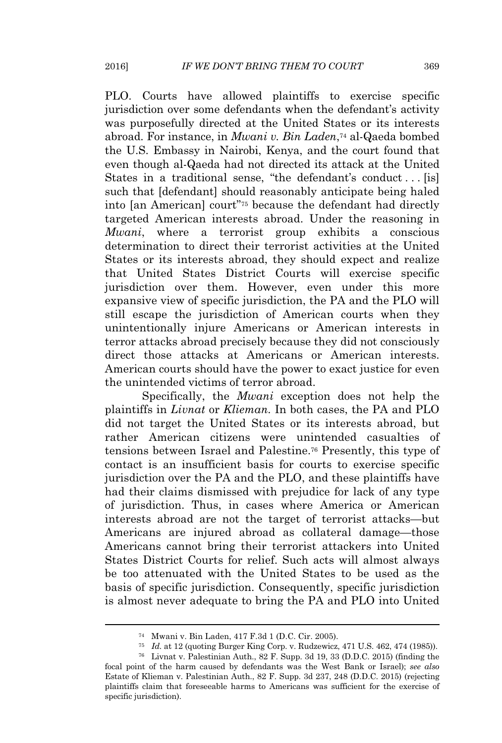PLO. Courts have allowed plaintiffs to exercise specific jurisdiction over some defendants when the defendant's activity was purposefully directed at the United States or its interests abroad. For instance, in *Mwani v. Bin Laden*,[74] al-Qaeda bombed the U.S. Embassy in Nairobi, Kenya, and the court found that even though al-Qaeda had not directed its attack at the United States in a traditional sense, "the defendant's conduct . . . [is] such that [defendant] should reasonably anticipate being haled into [an American] court"[75] because the defendant had directly targeted American interests abroad. Under the reasoning in *Mwani*, where a terrorist group exhibits a conscious determination to direct their terrorist activities at the United States or its interests abroad, they should expect and realize that United States District Courts will exercise specific jurisdiction over them. However, even under this more expansive view of specific jurisdiction, the PA and the PLO will still escape the jurisdiction of American courts when they unintentionally injure Americans or American interests in terror attacks abroad precisely because they did not consciously direct those attacks at Americans or American interests. American courts should have the power to exact justice for even the unintended victims of terror abroad.

Specifically, the *Mwani* exception does not help the plaintiffs in *Livnat* or *Klieman*. In both cases, the PA and PLO did not target the United States or its interests abroad, but rather American citizens were unintended casualties of tensions between Israel and Palestine.[76] Presently, this type of contact is an insufficient basis for courts to exercise specific jurisdiction over the PA and the PLO, and these plaintiffs have had their claims dismissed with prejudice for lack of any type of jurisdiction. Thus, in cases where America or American interests abroad are not the target of terrorist attacks—but Americans are injured abroad as collateral damage—those Americans cannot bring their terrorist attackers into United States District Courts for relief. Such acts will almost always be too attenuated with the United States to be used as the basis of specific jurisdiction. Consequently, specific jurisdiction is almost never adequate to bring the PA and PLO into United

---

[74] Mwani v. Bin Laden, 417 F.3d 1 (D.C. Cir. 2005).

[75] *Id.* at 12 (quoting Burger King Corp. v. Rudzewicz, 471 U.S. 462, 474 (1985)).

[76] Livnat v. Palestinian Auth., 82 F. Supp. 3d 19, 33 (D.D.C. 2015) (finding the focal point of the harm caused by defendants was the West Bank or Israel); *see also* Estate of Klieman v. Palestinian Auth., 82 F. Supp. 3d 237, 248 (D.D.C. 2015) (rejecting plaintiffs claim that foreseeable harms to Americans was sufficient for the exercise of specific jurisdiction).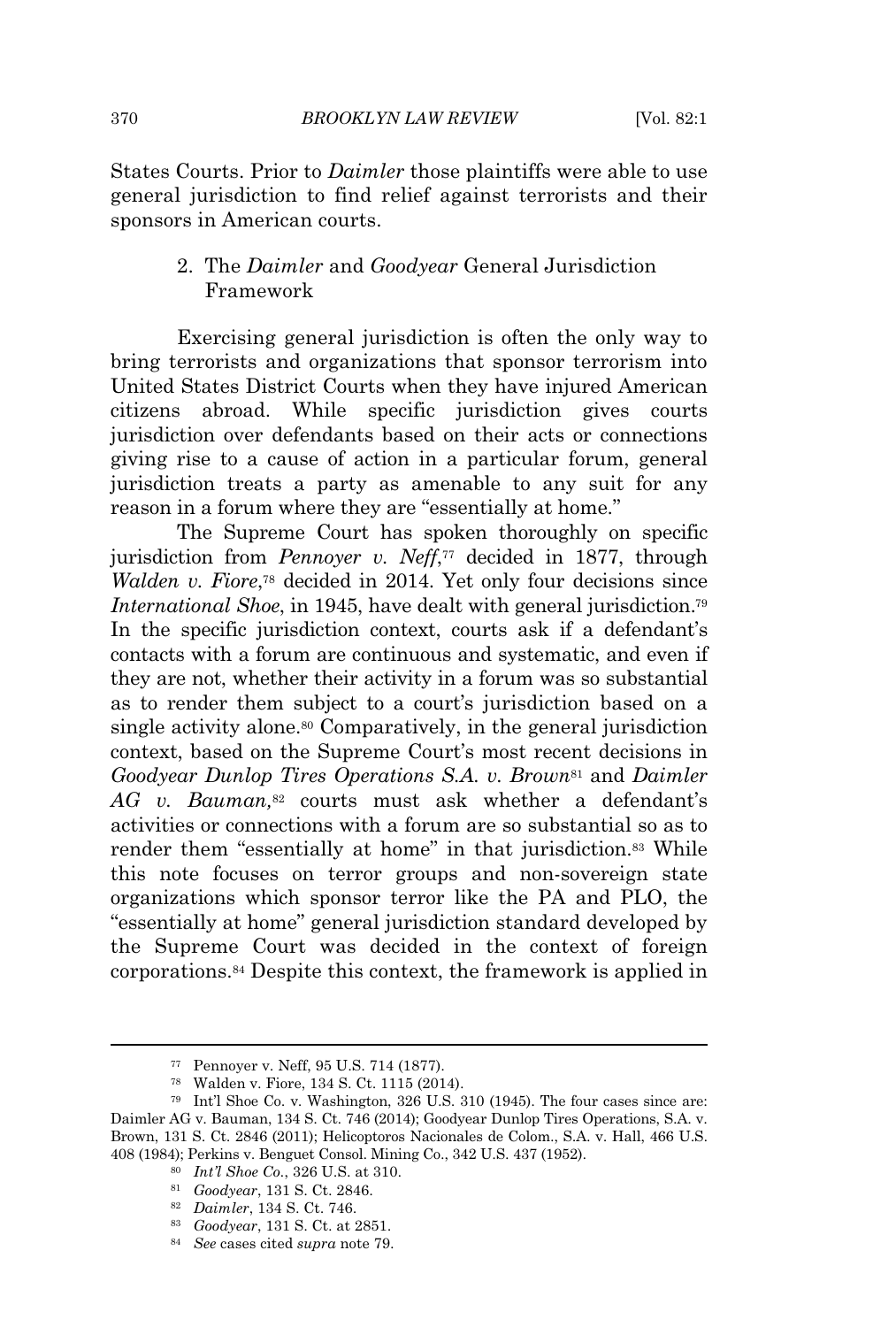States Courts. Prior to *Daimler* those plaintiffs were able to use general jurisdiction to find relief against terrorists and their sponsors in American courts.

### 2. The *Daimler* and *Goodyear* General Jurisdiction Framework

Exercising general jurisdiction is often the only way to bring terrorists and organizations that sponsor terrorism into United States District Courts when they have injured American citizens abroad. While specific jurisdiction gives courts jurisdiction over defendants based on their acts or connections giving rise to a cause of action in a particular forum, general jurisdiction treats a party as amenable to any suit for any reason in a forum where they are "essentially at home."

The Supreme Court has spoken thoroughly on specific jurisdiction from *Pennoyer v. Neff*,[77] decided in 1877, through *Walden v. Fiore*,[78] decided in 2014. Yet only four decisions since *International Shoe*, in 1945, have dealt with general jurisdiction.[79] In the specific jurisdiction context, courts ask if a defendant's contacts with a forum are continuous and systematic, and even if they are not, whether their activity in a forum was so substantial as to render them subject to a court's jurisdiction based on a single activity alone.[80] Comparatively, in the general jurisdiction context, based on the Supreme Court's most recent decisions in *Goodyear Dunlop Tires Operations S.A. v. Brown*[81] and *Daimler AG v. Bauman,*[82] courts must ask whether a defendant's activities or connections with a forum are so substantial so as to render them "essentially at home" in that jurisdiction.[83] While this note focuses on terror groups and non-sovereign state organizations which sponsor terror like the PA and PLO, the "essentially at home" general jurisdiction standard developed by the Supreme Court was decided in the context of foreign corporations.[84] Despite this context, the framework is applied in

---

[77] Pennoyer v. Neff, 95 U.S. 714 (1877).

[78] Walden v. Fiore, 134 S. Ct. 1115 (2014).

[79] Int'l Shoe Co. v. Washington, 326 U.S. 310 (1945). The four cases since are: Daimler AG v. Bauman, 134 S. Ct. 746 (2014); Goodyear Dunlop Tires Operations, S.A. v. Brown, 131 S. Ct. 2846 (2011); Helicoptoros Nacionales de Colom., S.A. v. Hall, 466 U.S. 408 (1984); Perkins v. Benguet Consol. Mining Co., 342 U.S. 437 (1952).

[80] *Int'l Shoe Co.*, 326 U.S. at 310.

[81] *Goodyear*, 131 S. Ct. 2846.

[82] *Daimler*, 134 S. Ct. 746.

[83] *Goodyear*, 131 S. Ct. at 2851.

[84] *See* cases cited *supra* note 79.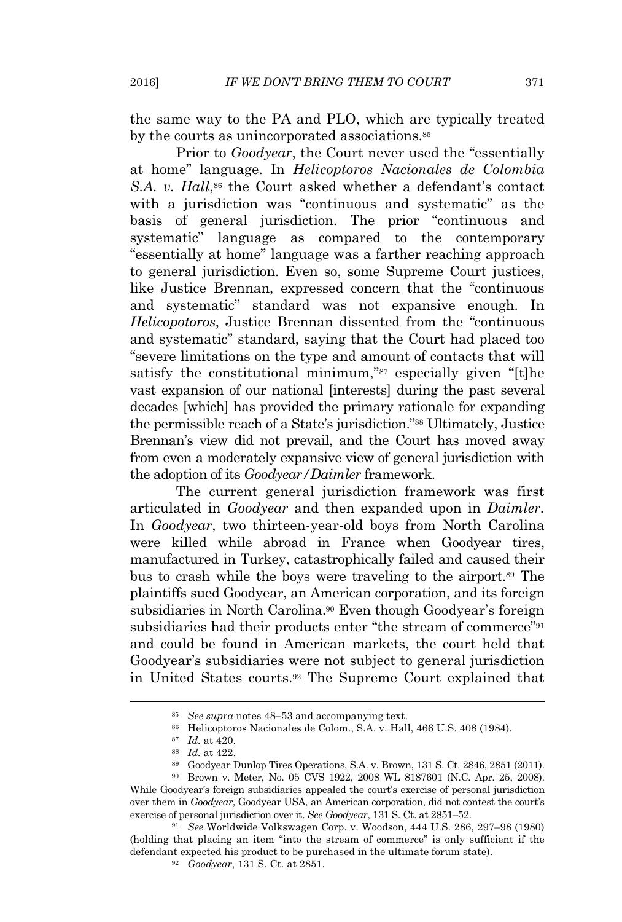the same way to the PA and PLO, which are typically treated by the courts as unincorporated associations.[85]

Prior to *Goodyear*, the Court never used the "essentially at home" language. In *Helicoptoros Nacionales de Colombia S.A. v. Hall*,[86] the Court asked whether a defendant's contact with a jurisdiction was "continuous and systematic" as the basis of general jurisdiction. The prior "continuous and systematic" language as compared to the contemporary "essentially at home" language was a farther reaching approach to general jurisdiction. Even so, some Supreme Court justices, like Justice Brennan, expressed concern that the "continuous and systematic" standard was not expansive enough. In *Helicopotoros*, Justice Brennan dissented from the "continuous and systematic" standard, saying that the Court had placed too "severe limitations on the type and amount of contacts that will satisfy the constitutional minimum,"[87] especially given "[t]he vast expansion of our national [interests] during the past several decades [which] has provided the primary rationale for expanding the permissible reach of a State's jurisdiction."[88] Ultimately, Justice Brennan's view did not prevail, and the Court has moved away from even a moderately expansive view of general jurisdiction with the adoption of its *Goodyear/Daimler* framework.

The current general jurisdiction framework was first articulated in *Goodyear* and then expanded upon in *Daimler*. In *Goodyear*, two thirteen-year-old boys from North Carolina were killed while abroad in France when Goodyear tires, manufactured in Turkey, catastrophically failed and caused their bus to crash while the boys were traveling to the airport.[89] The plaintiffs sued Goodyear, an American corporation, and its foreign subsidiaries in North Carolina.[90] Even though Goodyear's foreign subsidiaries had their products enter "the stream of commerce"[91] and could be found in American markets, the court held that Goodyear's subsidiaries were not subject to general jurisdiction in United States courts.[92] The Supreme Court explained that

---

[85] *See supra* notes 48–53 and accompanying text.

[86] Helicoptoros Nacionales de Colom., S.A. v. Hall, 466 U.S. 408 (1984).

[87] *Id.* at 420.

[88] *Id.* at 422.

[89] Goodyear Dunlop Tires Operations, S.A. v. Brown, 131 S. Ct. 2846, 2851 (2011).

[90] Brown v. Meter, No. 05 CVS 1922, 2008 WL 8187601 (N.C. Apr. 25, 2008). While Goodyear's foreign subsidiaries appealed the court's exercise of personal jurisdiction over them in *Goodyear*, Goodyear USA, an American corporation, did not contest the court's exercise of personal jurisdiction over it. *See Goodyear*, 131 S. Ct. at 2851–52.

[91] *See* Worldwide Volkswagen Corp. v. Woodson, 444 U.S. 286, 297–98 (1980) (holding that placing an item "into the stream of commerce" is only sufficient if the defendant expected his product to be purchased in the ultimate forum state).

[92] *Goodyear*, 131 S. Ct. at 2851.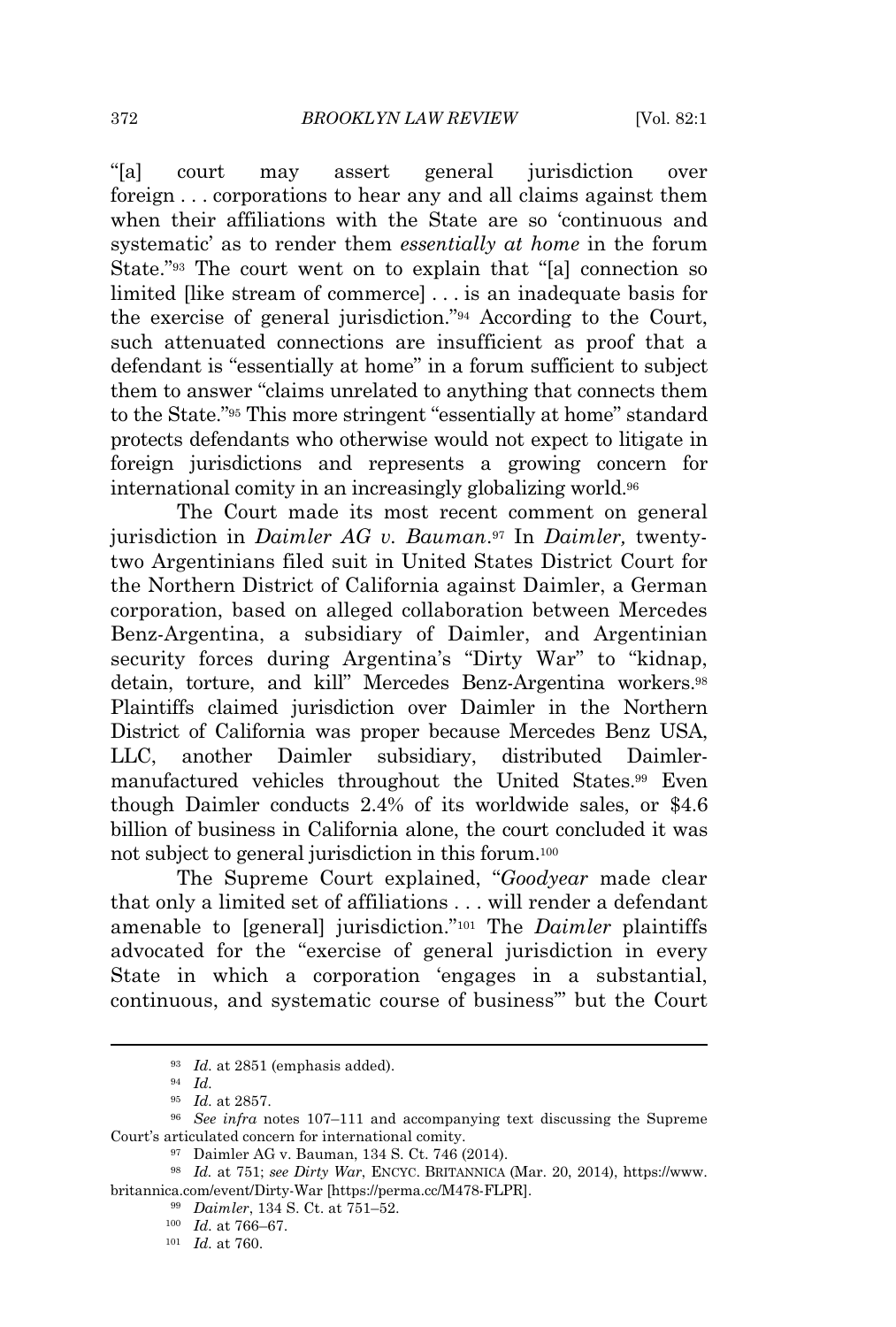"[a] court may assert general jurisdiction over foreign . . . corporations to hear any and all claims against them when their affiliations with the State are so 'continuous and systematic' as to render them *essentially at home* in the forum State."[93] The court went on to explain that "[a] connection so limited [like stream of commerce] . . . is an inadequate basis for the exercise of general jurisdiction."[94] According to the Court, such attenuated connections are insufficient as proof that a defendant is "essentially at home" in a forum sufficient to subject them to answer "claims unrelated to anything that connects them to the State."[95] This more stringent "essentially at home" standard protects defendants who otherwise would not expect to litigate in foreign jurisdictions and represents a growing concern for international comity in an increasingly globalizing world.[96]

The Court made its most recent comment on general jurisdiction in *Daimler AG v. Bauman*.[97] In *Daimler,* twenty-two Argentinians filed suit in United States District Court for the Northern District of California against Daimler, a German corporation, based on alleged collaboration between Mercedes Benz-Argentina, a subsidiary of Daimler, and Argentinian security forces during Argentina's "Dirty War" to "kidnap, detain, torture, and kill" Mercedes Benz-Argentina workers.[98] Plaintiffs claimed jurisdiction over Daimler in the Northern District of California was proper because Mercedes Benz USA, LLC, another Daimler subsidiary, distributed Daimler-manufactured vehicles throughout the United States.[99] Even though Daimler conducts 2.4% of its worldwide sales, or $4.6 billion of business in California alone, the court concluded it was not subject to general jurisdiction in this forum.[100]

The Supreme Court explained, "*Goodyear* made clear that only a limited set of affiliations . . . will render a defendant amenable to [general] jurisdiction."[101] The *Daimler* plaintiffs advocated for the "exercise of general jurisdiction in every State in which a corporation 'engages in a substantial, continuous, and systematic course of business'" but the Court

---

[93] *Id.* at 2851 (emphasis added).

[94] *Id.*

[95] *Id.* at 2857.

[96] *See infra* notes 107–111 and accompanying text discussing the Supreme Court's articulated concern for international comity.

[97] Daimler AG v. Bauman, 134 S. Ct. 746 (2014).

[98] *Id.* at 751; *see Dirty War*, ENCYC. BRITANNICA (Mar. 20, 2014), https://www.britannica.com/event/Dirty-War [https://perma.cc/M478-FLPR].

[99] *Daimler*, 134 S. Ct. at 751–52.

[100] *Id.* at 766–67.

[101] *Id.* at 760.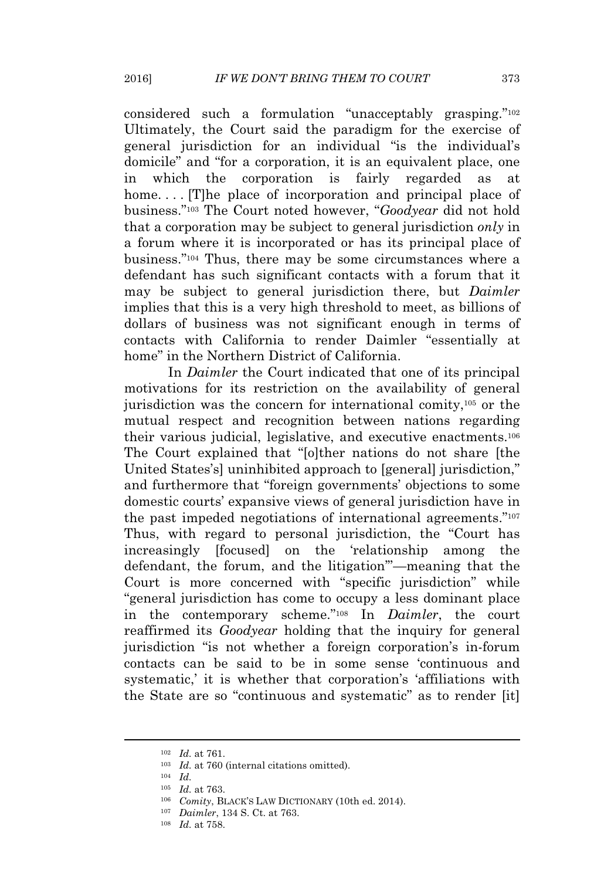considered such a formulation "unacceptably grasping."[102] Ultimately, the Court said the paradigm for the exercise of general jurisdiction for an individual "is the individual's domicile" and "for a corporation, it is an equivalent place, one in which the corporation is fairly regarded as at home. . . . [T]he place of incorporation and principal place of business."[103] The Court noted however, "*Goodyear* did not hold that a corporation may be subject to general jurisdiction *only* in a forum where it is incorporated or has its principal place of business."[104] Thus, there may be some circumstances where a defendant has such significant contacts with a forum that it may be subject to general jurisdiction there, but *Daimler* implies that this is a very high threshold to meet, as billions of dollars of business was not significant enough in terms of contacts with California to render Daimler "essentially at home" in the Northern District of California.

In *Daimler* the Court indicated that one of its principal motivations for its restriction on the availability of general jurisdiction was the concern for international comity,[105] or the mutual respect and recognition between nations regarding their various judicial, legislative, and executive enactments.[106] The Court explained that "[o]ther nations do not share [the United States's] uninhibited approach to [general] jurisdiction," and furthermore that "foreign governments' objections to some domestic courts' expansive views of general jurisdiction have in the past impeded negotiations of international agreements."[107] Thus, with regard to personal jurisdiction, the "Court has increasingly [focused] on the 'relationship among the defendant, the forum, and the litigation'"—meaning that the Court is more concerned with "specific jurisdiction" while "general jurisdiction has come to occupy a less dominant place in the contemporary scheme."[108] In *Daimler*, the court reaffirmed its *Goodyear* holding that the inquiry for general jurisdiction "is not whether a foreign corporation's in-forum contacts can be said to be in some sense 'continuous and systematic,' it is whether that corporation's 'affiliations with the State are so "continuous and systematic" as to render [it]

---

[102] *Id.* at 761.

[103] *Id.* at 760 (internal citations omitted).

[104] *Id.*

[105] *Id.* at 763.

[106] *Comity*, BLACK'S LAW DICTIONARY (10th ed. 2014).

[107] *Daimler*, 134 S. Ct. at 763.

[108] *Id.* at 758.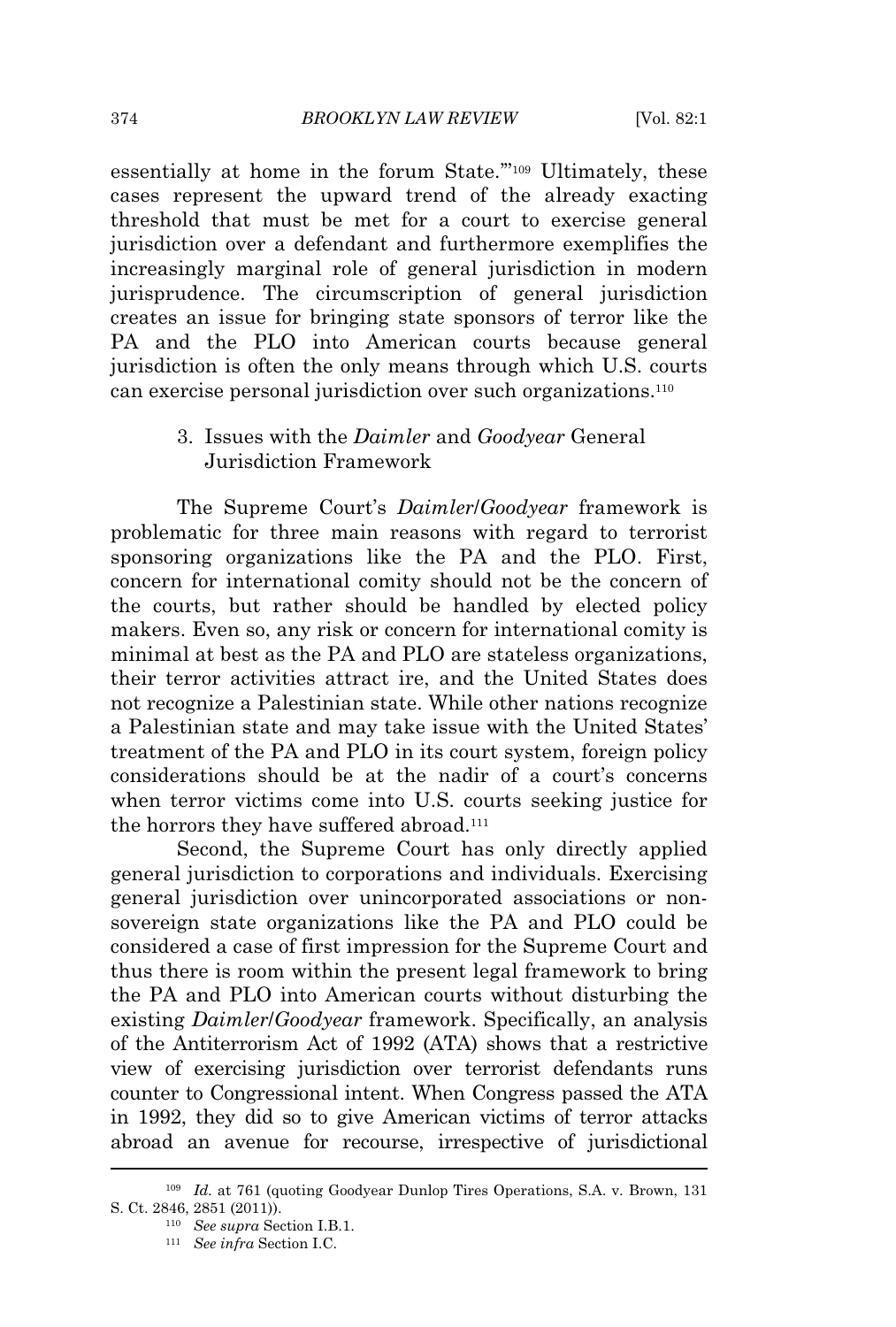essentially at home in the forum State.'"[109] Ultimately, these cases represent the upward trend of the already exacting threshold that must be met for a court to exercise general jurisdiction over a defendant and furthermore exemplifies the increasingly marginal role of general jurisdiction in modern jurisprudence. The circumscription of general jurisdiction creates an issue for bringing state sponsors of terror like the PA and the PLO into American courts because general jurisdiction is often the only means through which U.S. courts can exercise personal jurisdiction over such organizations.[110]

### 3. Issues with the *Daimler* and *Goodyear* General Jurisdiction Framework

The Supreme Court's *Daimler*/*Goodyear* framework is problematic for three main reasons with regard to terrorist sponsoring organizations like the PA and the PLO. First, concern for international comity should not be the concern of the courts, but rather should be handled by elected policy makers. Even so, any risk or concern for international comity is minimal at best as the PA and PLO are stateless organizations, their terror activities attract ire, and the United States does not recognize a Palestinian state. While other nations recognize a Palestinian state and may take issue with the United States' treatment of the PA and PLO in its court system, foreign policy considerations should be at the nadir of a court's concerns when terror victims come into U.S. courts seeking justice for the horrors they have suffered abroad.[111]

Second, the Supreme Court has only directly applied general jurisdiction to corporations and individuals. Exercising general jurisdiction over unincorporated associations or non-sovereign state organizations like the PA and PLO could be considered a case of first impression for the Supreme Court and thus there is room within the present legal framework to bring the PA and PLO into American courts without disturbing the existing *Daimler*/*Goodyear* framework. Specifically, an analysis of the Antiterrorism Act of 1992 (ATA) shows that a restrictive view of exercising jurisdiction over terrorist defendants runs counter to Congressional intent. When Congress passed the ATA in 1992, they did so to give American victims of terror attacks abroad an avenue for recourse, irrespective of jurisdictional

---

[109] *Id.* at 761 (quoting Goodyear Dunlop Tires Operations, S.A. v. Brown, 131 S. Ct. 2846, 2851 (2011)).

[110] *See supra* Section I.B.1.

[111] *See infra* Section I.C.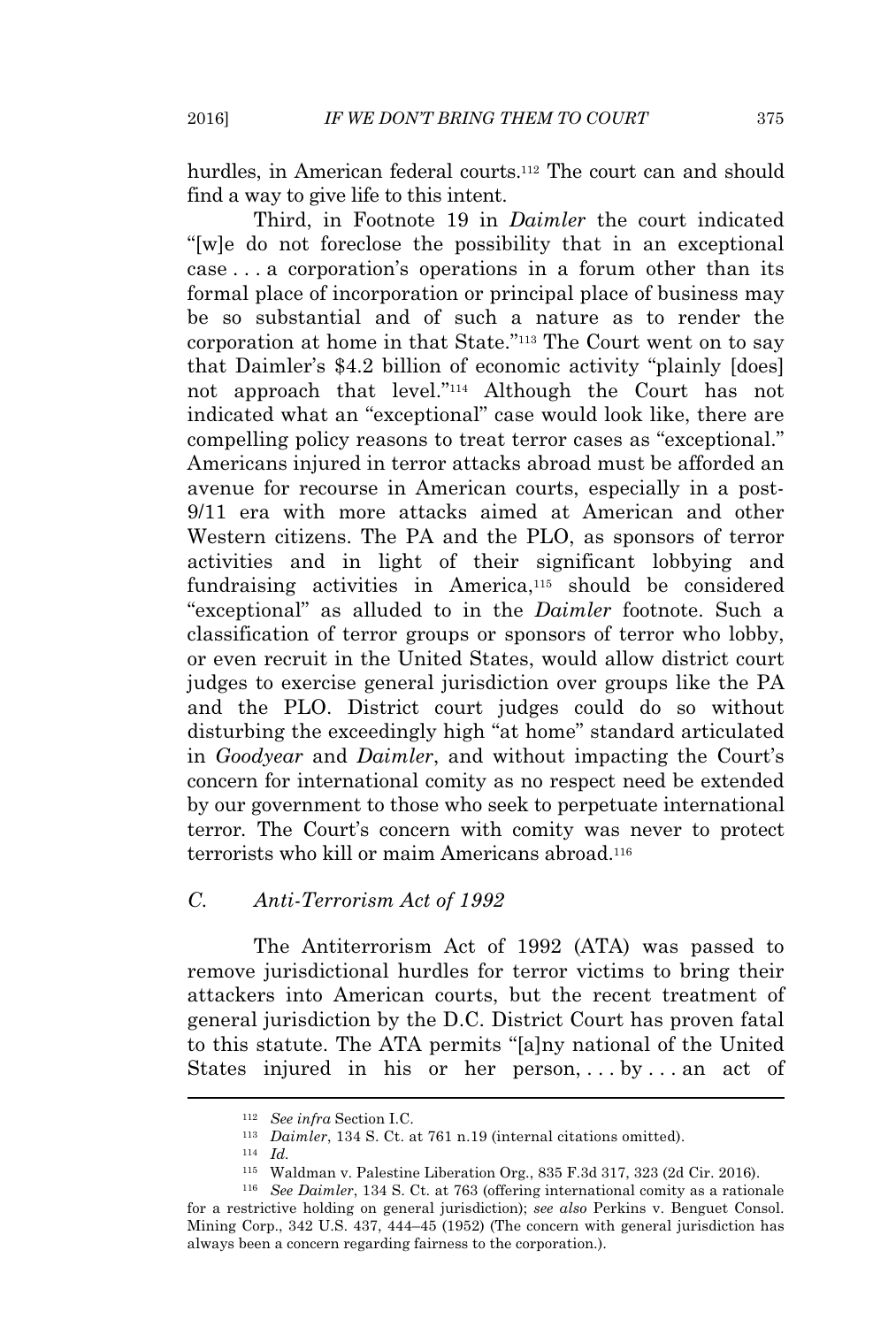hurdles, in American federal courts.[112] The court can and should find a way to give life to this intent.

Third, in Footnote 19 in *Daimler* the court indicated "[w]e do not foreclose the possibility that in an exceptional case . . . a corporation's operations in a forum other than its formal place of incorporation or principal place of business may be so substantial and of such a nature as to render the corporation at home in that State."[113] The Court went on to say that Daimler's $4.2 billion of economic activity "plainly [does] not approach that level."[114] Although the Court has not indicated what an "exceptional" case would look like, there are compelling policy reasons to treat terror cases as "exceptional." Americans injured in terror attacks abroad must be afforded an avenue for recourse in American courts, especially in a post-9/11 era with more attacks aimed at American and other Western citizens. The PA and the PLO, as sponsors of terror activities and in light of their significant lobbying and fundraising activities in America,[115] should be considered "exceptional" as alluded to in the *Daimler* footnote. Such a classification of terror groups or sponsors of terror who lobby, or even recruit in the United States, would allow district court judges to exercise general jurisdiction over groups like the PA and the PLO. District court judges could do so without disturbing the exceedingly high "at home" standard articulated in *Goodyear* and *Daimler*, and without impacting the Court's concern for international comity as no respect need be extended by our government to those who seek to perpetuate international terror. The Court's concern with comity was never to protect terrorists who kill or maim Americans abroad.[116]

### *C. Anti-Terrorism Act of 1992*

The Antiterrorism Act of 1992 (ATA) was passed to remove jurisdictional hurdles for terror victims to bring their attackers into American courts, but the recent treatment of general jurisdiction by the D.C. District Court has proven fatal to this statute. The ATA permits "[a]ny national of the United States injured in his or her person, . . . by . . . an act of

---

[112] *See infra* Section I.C.

[113] *Daimler*, 134 S. Ct. at 761 n.19 (internal citations omitted).

[114] *Id.*

[115] Waldman v. Palestine Liberation Org., 835 F.3d 317, 323 (2d Cir. 2016).

[116] *See Daimler*, 134 S. Ct. at 763 (offering international comity as a rationale for a restrictive holding on general jurisdiction); *see also* Perkins v. Benguet Consol. Mining Corp., 342 U.S. 437, 444–45 (1952) (The concern with general jurisdiction has always been a concern regarding fairness to the corporation.).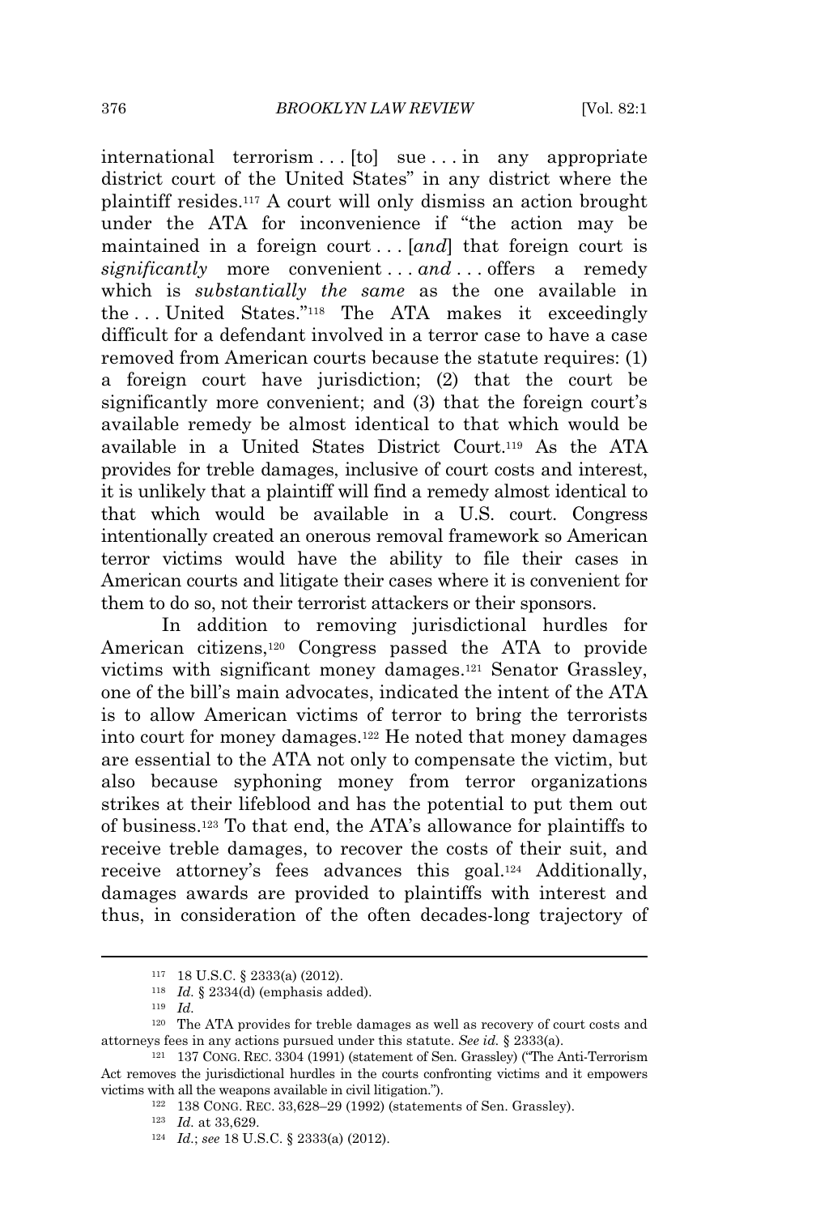international terrorism . . . [to] sue . . . in any appropriate district court of the United States" in any district where the plaintiff resides.[117] A court will only dismiss an action brought under the ATA for inconvenience if "the action may be maintained in a foreign court . . . [*and*] that foreign court is *significantly* more convenient . . . *and* . . . offers a remedy which is *substantially the same* as the one available in the . . . United States."[118] The ATA makes it exceedingly difficult for a defendant involved in a terror case to have a case removed from American courts because the statute requires: (1) a foreign court have jurisdiction; (2) that the court be significantly more convenient; and (3) that the foreign court's available remedy be almost identical to that which would be available in a United States District Court.[119] As the ATA provides for treble damages, inclusive of court costs and interest, it is unlikely that a plaintiff will find a remedy almost identical to that which would be available in a U.S. court. Congress intentionally created an onerous removal framework so American terror victims would have the ability to file their cases in American courts and litigate their cases where it is convenient for them to do so, not their terrorist attackers or their sponsors.

In addition to removing jurisdictional hurdles for American citizens,[120] Congress passed the ATA to provide victims with significant money damages.[121] Senator Grassley, one of the bill's main advocates, indicated the intent of the ATA is to allow American victims of terror to bring the terrorists into court for money damages.[122] He noted that money damages are essential to the ATA not only to compensate the victim, but also because syphoning money from terror organizations strikes at their lifeblood and has the potential to put them out of business.[123] To that end, the ATA's allowance for plaintiffs to receive treble damages, to recover the costs of their suit, and receive attorney's fees advances this goal.[124] Additionally, damages awards are provided to plaintiffs with interest and thus, in consideration of the often decades-long trajectory of

---

[117] 18 U.S.C. § 2333(a) (2012).

[118] *Id.* § 2334(d) (emphasis added).

[119] *Id.*

[120] The ATA provides for treble damages as well as recovery of court costs and attorneys fees in any actions pursued under this statute. *See id.* § 2333(a).

[121] 137 CONG. REC. 3304 (1991) (statement of Sen. Grassley) ("The Anti-Terrorism Act removes the jurisdictional hurdles in the courts confronting victims and it empowers victims with all the weapons available in civil litigation.").

[122] 138 CONG. REC. 33,628–29 (1992) (statements of Sen. Grassley).

[123] *Id.* at 33,629.

[124] *Id.*; *see* 18 U.S.C. § 2333(a) (2012).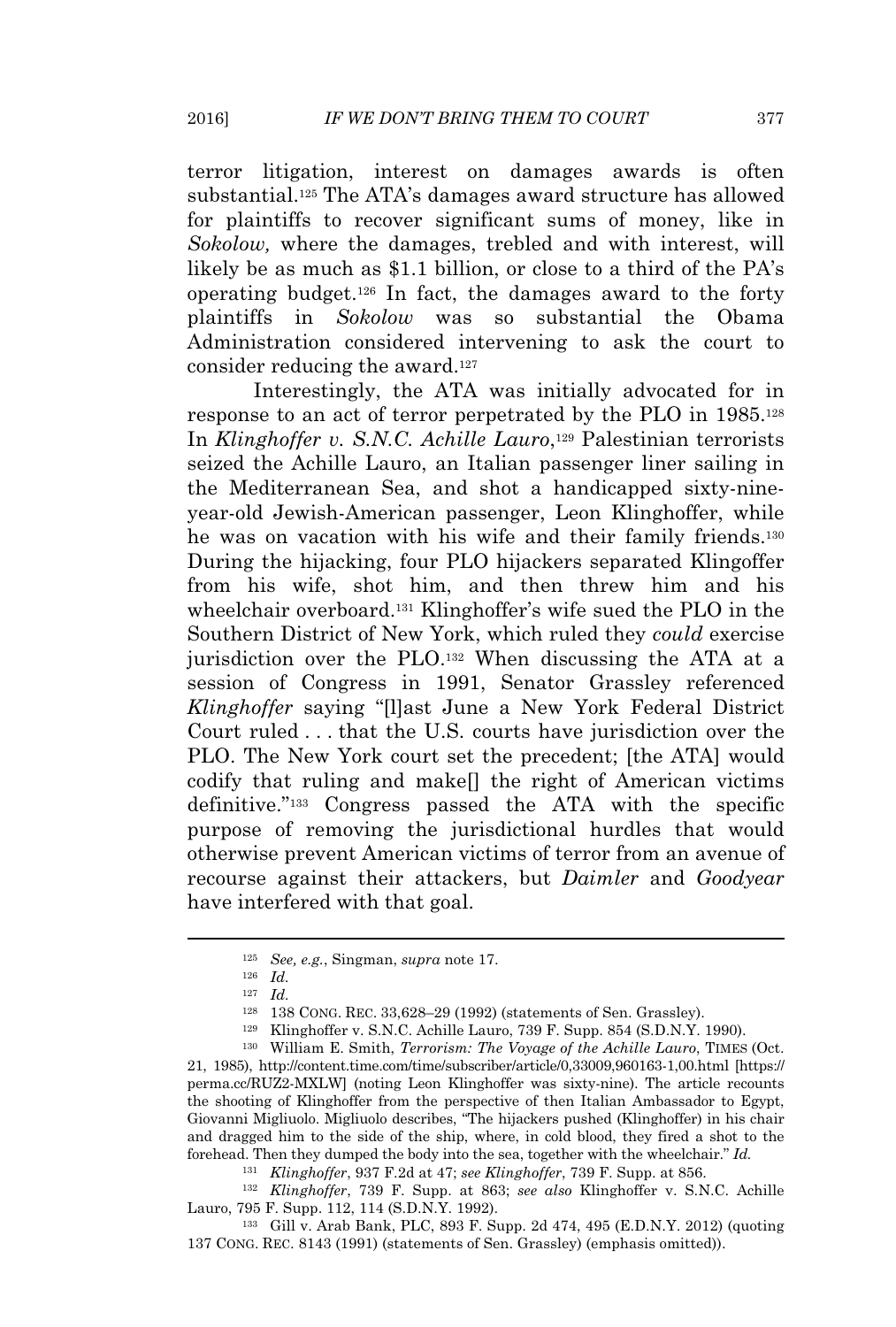terror litigation, interest on damages awards is often substantial.[125] The ATA's damages award structure has allowed for plaintiffs to recover significant sums of money, like in *Sokolow,* where the damages, trebled and with interest, will likely be as much as $1.1 billion, or close to a third of the PA's operating budget.[126] In fact, the damages award to the forty plaintiffs in *Sokolow* was so substantial the Obama Administration considered intervening to ask the court to consider reducing the award.[127]

Interestingly, the ATA was initially advocated for in response to an act of terror perpetrated by the PLO in 1985.[128] In *Klinghoffer v. S.N.C. Achille Lauro*,[129] Palestinian terrorists seized the Achille Lauro, an Italian passenger liner sailing in the Mediterranean Sea, and shot a handicapped sixty-nine-year-old Jewish-American passenger, Leon Klinghoffer, while he was on vacation with his wife and their family friends.[130] During the hijacking, four PLO hijackers separated Klingoffer from his wife, shot him, and then threw him and his wheelchair overboard.[131] Klinghoffer's wife sued the PLO in the Southern District of New York, which ruled they *could* exercise jurisdiction over the PLO.[132] When discussing the ATA at a session of Congress in 1991, Senator Grassley referenced *Klinghoffer* saying "[l]ast June a New York Federal District Court ruled . . . that the U.S. courts have jurisdiction over the PLO. The New York court set the precedent; [the ATA] would codify that ruling and make[] the right of American victims definitive."[133] Congress passed the ATA with the specific purpose of removing the jurisdictional hurdles that would otherwise prevent American victims of terror from an avenue of recourse against their attackers, but *Daimler* and *Goodyear* have interfered with that goal.

---

[125] *See, e.g.*, Singman, *supra* note 17.

[126] *Id.*

[127] *Id.*

[128] 138 CONG. REC. 33,628–29 (1992) (statements of Sen. Grassley).

[129] Klinghoffer v. S.N.C. Achille Lauro, 739 F. Supp. 854 (S.D.N.Y. 1990).

[130] William E. Smith, *Terrorism: The Voyage of the Achille Lauro*, TIMES (Oct. 21, 1985), http://content.time.com/time/subscriber/article/0,33009,960163-1,00.html [https://perma.cc/RUZ2-MXLW] (noting Leon Klinghoffer was sixty-nine). The article recounts the shooting of Klinghoffer from the perspective of then Italian Ambassador to Egypt, Giovanni Migliuolo. Migliuolo describes, "The hijackers pushed (Klinghoffer) in his chair and dragged him to the side of the ship, where, in cold blood, they fired a shot to the forehead. Then they dumped the body into the sea, together with the wheelchair." *Id.*

[131] *Klinghoffer*, 937 F.2d at 47; *see Klinghoffer*, 739 F. Supp. at 856.

[132] *Klinghoffer*, 739 F. Supp. at 863; *see also* Klinghoffer v. S.N.C. Achille Lauro, 795 F. Supp. 112, 114 (S.D.N.Y. 1992).

[133] Gill v. Arab Bank, PLC, 893 F. Supp. 2d 474, 495 (E.D.N.Y. 2012) (quoting 137 CONG. REC. 8143 (1991) (statements of Sen. Grassley) (emphasis omitted)).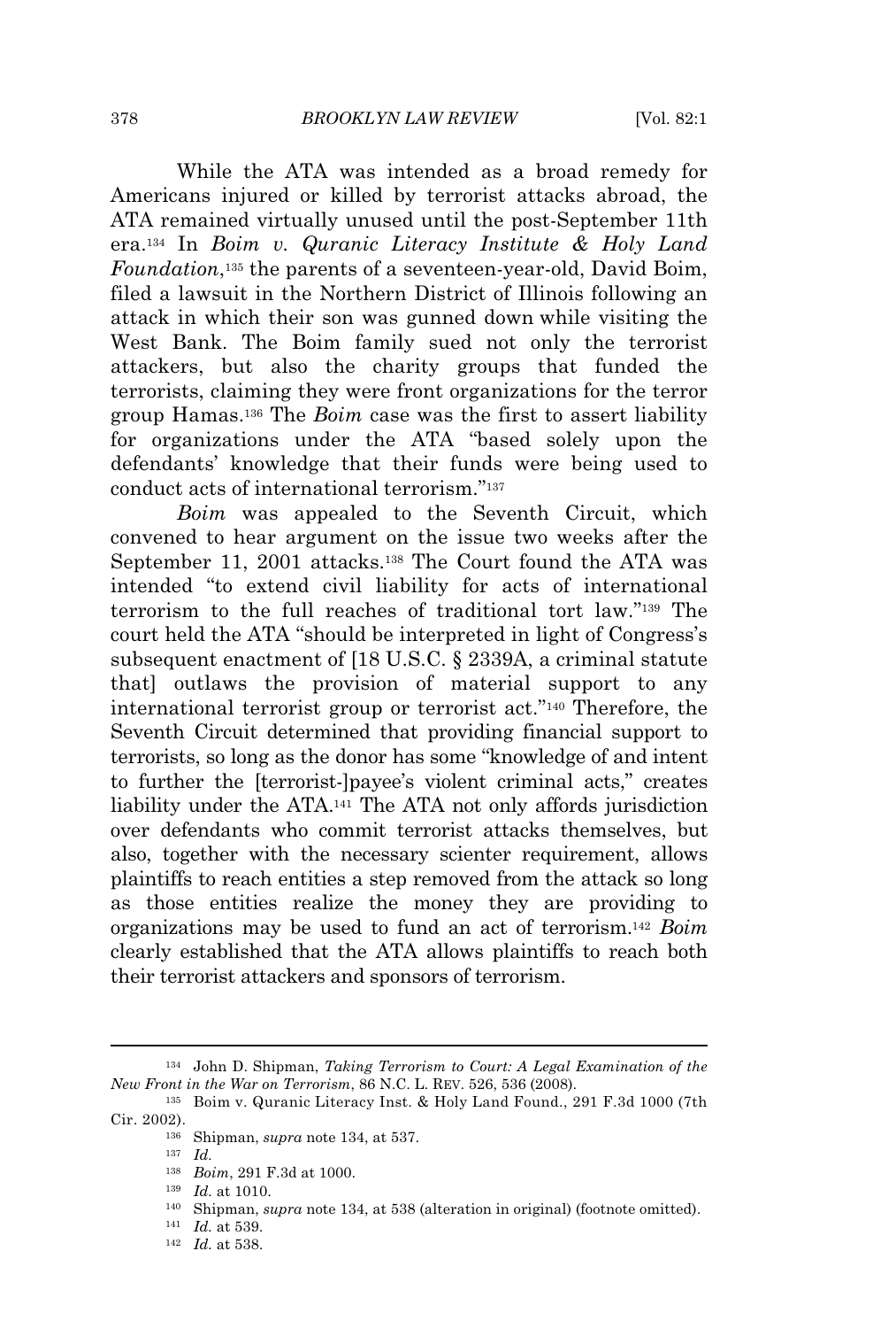While the ATA was intended as a broad remedy for Americans injured or killed by terrorist attacks abroad, the ATA remained virtually unused until the post-September 11th era.[134] In *Boim v. Quranic Literacy Institute & Holy Land Foundation*,[135] the parents of a seventeen-year-old, David Boim, filed a lawsuit in the Northern District of Illinois following an attack in which their son was gunned down while visiting the West Bank. The Boim family sued not only the terrorist attackers, but also the charity groups that funded the terrorists, claiming they were front organizations for the terror group Hamas.[136] The *Boim* case was the first to assert liability for organizations under the ATA "based solely upon the defendants' knowledge that their funds were being used to conduct acts of international terrorism."[137]

*Boim* was appealed to the Seventh Circuit, which convened to hear argument on the issue two weeks after the September 11, 2001 attacks.[138] The Court found the ATA was intended "to extend civil liability for acts of international terrorism to the full reaches of traditional tort law."[139] The court held the ATA "should be interpreted in light of Congress's subsequent enactment of [18 U.S.C. § 2339A, a criminal statute that] outlaws the provision of material support to any international terrorist group or terrorist act."[140] Therefore, the Seventh Circuit determined that providing financial support to terrorists, so long as the donor has some "knowledge of and intent to further the [terrorist-]payee's violent criminal acts," creates liability under the ATA.[141] The ATA not only affords jurisdiction over defendants who commit terrorist attacks themselves, but also, together with the necessary scienter requirement, allows plaintiffs to reach entities a step removed from the attack so long as those entities realize the money they are providing to organizations may be used to fund an act of terrorism.[142] *Boim* clearly established that the ATA allows plaintiffs to reach both their terrorist attackers and sponsors of terrorism.

---

[134] John D. Shipman, *Taking Terrorism to Court: A Legal Examination of the New Front in the War on Terrorism*, 86 N.C. L. REV. 526, 536 (2008).

[135] Boim v. Quranic Literacy Inst. & Holy Land Found., 291 F.3d 1000 (7th Cir. 2002).

[136] Shipman, *supra* note 134, at 537.

[137] *Id.*

[138] *Boim*, 291 F.3d at 1000.

[139] *Id.* at 1010.

[140] Shipman, *supra* note 134, at 538 (alteration in original) (footnote omitted).

[141] *Id.* at 539.

[142] *Id.* at 538.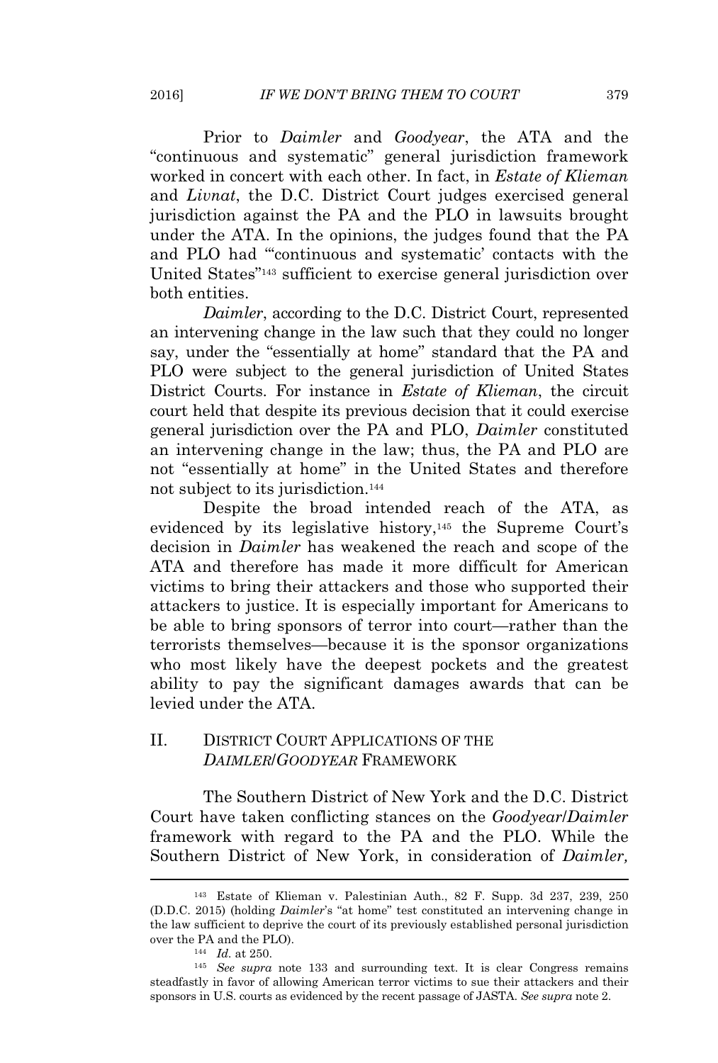Prior to *Daimler* and *Goodyear*, the ATA and the "continuous and systematic" general jurisdiction framework worked in concert with each other. In fact, in *Estate of Klieman* and *Livnat*, the D.C. District Court judges exercised general jurisdiction against the PA and the PLO in lawsuits brought under the ATA. In the opinions, the judges found that the PA and PLO had "'continuous and systematic' contacts with the United States"[143] sufficient to exercise general jurisdiction over both entities.

*Daimler*, according to the D.C. District Court, represented an intervening change in the law such that they could no longer say, under the "essentially at home" standard that the PA and PLO were subject to the general jurisdiction of United States District Courts. For instance in *Estate of Klieman*, the circuit court held that despite its previous decision that it could exercise general jurisdiction over the PA and PLO, *Daimler* constituted an intervening change in the law; thus, the PA and PLO are not "essentially at home" in the United States and therefore not subject to its jurisdiction.[144]

Despite the broad intended reach of the ATA, as evidenced by its legislative history,[145] the Supreme Court's decision in *Daimler* has weakened the reach and scope of the ATA and therefore has made it more difficult for American victims to bring their attackers and those who supported their attackers to justice. It is especially important for Americans to be able to bring sponsors of terror into court—rather than the terrorists themselves—because it is the sponsor organizations who most likely have the deepest pockets and the greatest ability to pay the significant damages awards that can be levied under the ATA.

## II. DISTRICT COURT APPLICATIONS OF THE *DAIMLER*/*GOODYEAR* FRAMEWORK

The Southern District of New York and the D.C. District Court have taken conflicting stances on the *Goodyear*/*Daimler* framework with regard to the PA and the PLO. While the Southern District of New York, in consideration of *Daimler,*

---

[143] Estate of Klieman v. Palestinian Auth., 82 F. Supp. 3d 237, 239, 250 (D.D.C. 2015) (holding *Daimler*'s "at home" test constituted an intervening change in the law sufficient to deprive the court of its previously established personal jurisdiction over the PA and the PLO).

[144] *Id.* at 250.

[145] *See supra* note 133 and surrounding text. It is clear Congress remains steadfastly in favor of allowing American terror victims to sue their attackers and their sponsors in U.S. courts as evidenced by the recent passage of JASTA. *See supra* note 2.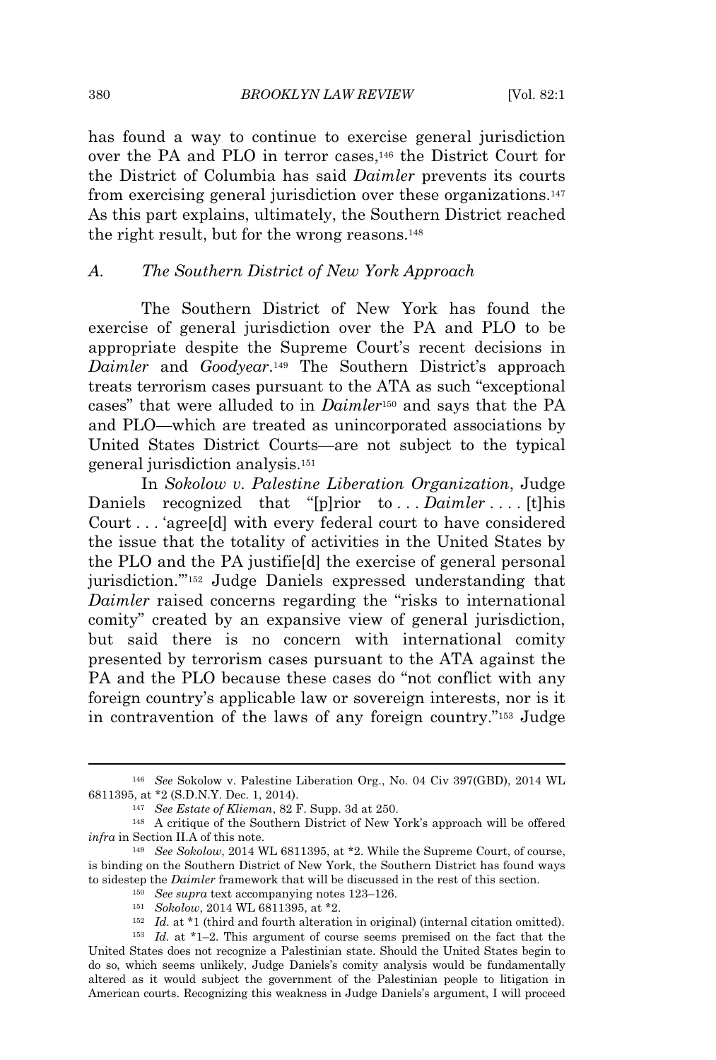has found a way to continue to exercise general jurisdiction over the PA and PLO in terror cases,[146] the District Court for the District of Columbia has said *Daimler* prevents its courts from exercising general jurisdiction over these organizations.[147] As this part explains, ultimately, the Southern District reached the right result, but for the wrong reasons.[148]

### *A. The Southern District of New York Approach*

The Southern District of New York has found the exercise of general jurisdiction over the PA and PLO to be appropriate despite the Supreme Court's recent decisions in *Daimler* and *Goodyear*.[149] The Southern District's approach treats terrorism cases pursuant to the ATA as such "exceptional cases" that were alluded to in *Daimler*[150] and says that the PA and PLO—which are treated as unincorporated associations by United States District Courts—are not subject to the typical general jurisdiction analysis.[151]

In *Sokolow v. Palestine Liberation Organization*, Judge Daniels recognized that "[p]rior to . . . *Daimler* . . . . [t]his Court . . . 'agree[d] with every federal court to have considered the issue that the totality of activities in the United States by the PLO and the PA justifie[d] the exercise of general personal jurisdiction.'"[152] Judge Daniels expressed understanding that *Daimler* raised concerns regarding the "risks to international comity" created by an expansive view of general jurisdiction, but said there is no concern with international comity presented by terrorism cases pursuant to the ATA against the PA and the PLO because these cases do "not conflict with any foreign country's applicable law or sovereign interests, nor is it in contravention of the laws of any foreign country."[153] Judge

---

[146] *See* Sokolow v. Palestine Liberation Org., No. 04 Civ 397(GBD), 2014 WL 6811395, at *2 (S.D.N.Y. Dec. 1, 2014).

[147] *See Estate of Klieman*, 82 F. Supp. 3d at 250.

[148] A critique of the Southern District of New York's approach will be offered *infra* in Section II.A of this note.

[149] *See Sokolow*, 2014 WL 6811395, at *2. While the Supreme Court, of course, is binding on the Southern District of New York, the Southern District has found ways to sidestep the *Daimler* framework that will be discussed in the rest of this section.

[150] *See supra* text accompanying notes 123–126.

[151] *Sokolow*, 2014 WL 6811395, at *2.

[152] *Id.* at *1 (third and fourth alteration in original) (internal citation omitted).

[153] *Id.* at *1–2. This argument of course seems premised on the fact that the United States does not recognize a Palestinian state. Should the United States begin to do so, which seems unlikely, Judge Daniels's comity analysis would be fundamentally altered as it would subject the government of the Palestinian people to litigation in American courts. Recognizing this weakness in Judge Daniels's argument, I will proceed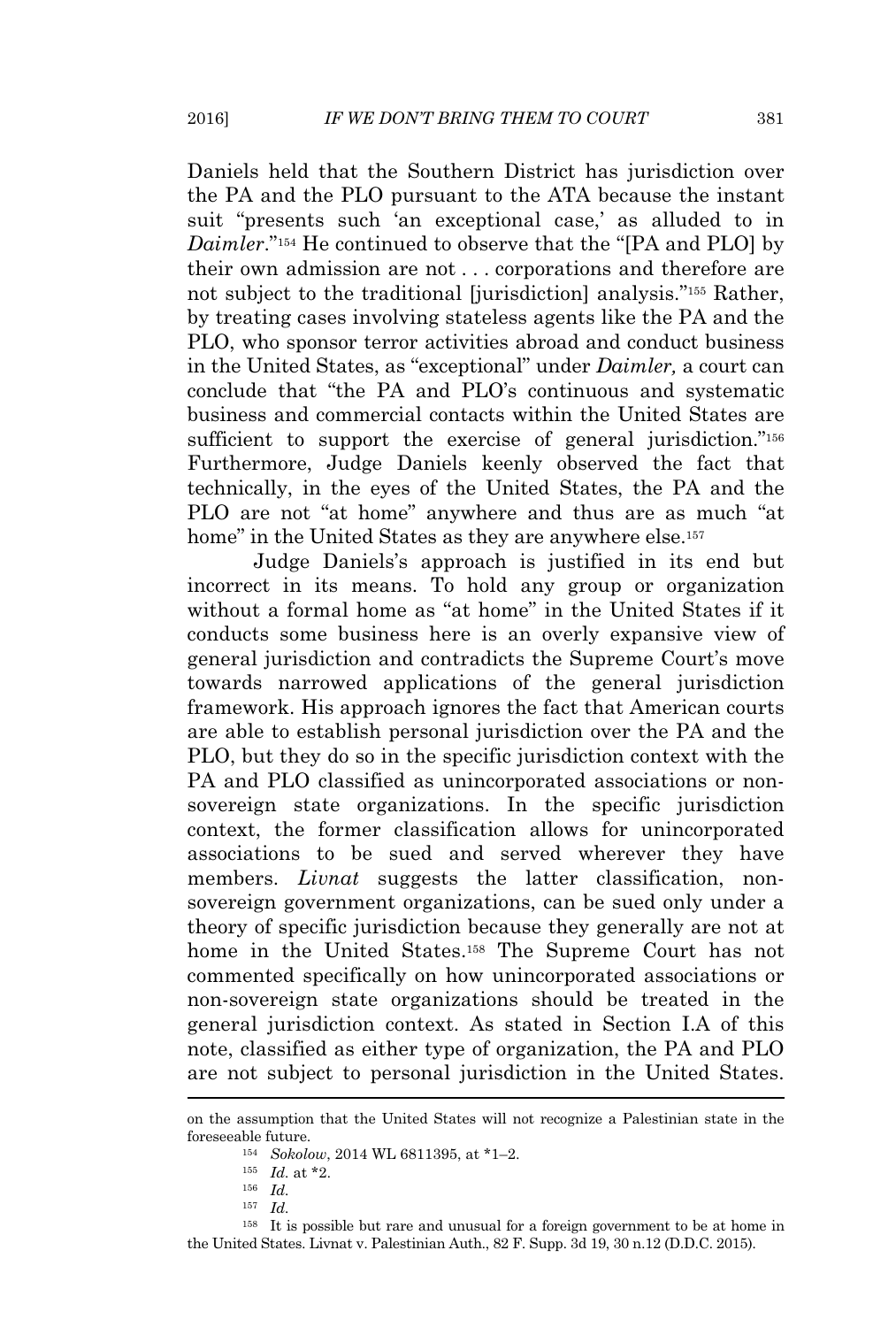Daniels held that the Southern District has jurisdiction over the PA and the PLO pursuant to the ATA because the instant suit "presents such 'an exceptional case,' as alluded to in *Daimler*."[154] He continued to observe that the "[PA and PLO] by their own admission are not . . . corporations and therefore are not subject to the traditional [jurisdiction] analysis."[155] Rather, by treating cases involving stateless agents like the PA and the PLO, who sponsor terror activities abroad and conduct business in the United States, as "exceptional" under *Daimler,* a court can conclude that "the PA and PLO's continuous and systematic business and commercial contacts within the United States are sufficient to support the exercise of general jurisdiction."[156] Furthermore, Judge Daniels keenly observed the fact that technically, in the eyes of the United States, the PA and the PLO are not "at home" anywhere and thus are as much "at home" in the United States as they are anywhere else.[157]

Judge Daniels's approach is justified in its end but incorrect in its means. To hold any group or organization without a formal home as "at home" in the United States if it conducts some business here is an overly expansive view of general jurisdiction and contradicts the Supreme Court's move towards narrowed applications of the general jurisdiction framework. His approach ignores the fact that American courts are able to establish personal jurisdiction over the PA and the PLO, but they do so in the specific jurisdiction context with the PA and PLO classified as unincorporated associations or non-sovereign state organizations. In the specific jurisdiction context, the former classification allows for unincorporated associations to be sued and served wherever they have members. *Livnat* suggests the latter classification, non-sovereign government organizations, can be sued only under a theory of specific jurisdiction because they generally are not at home in the United States.[158] The Supreme Court has not commented specifically on how unincorporated associations or non-sovereign state organizations should be treated in the general jurisdiction context. As stated in Section I.A of this note, classified as either type of organization, the PA and PLO are not subject to personal jurisdiction in the United States.

---

on the assumption that the United States will not recognize a Palestinian state in the foreseeable future.

[154] *Sokolow*, 2014 WL 6811395, at *1–2.

[155] *Id.* at *2.

[156] *Id.*

[157] *Id.*

[158] It is possible but rare and unusual for a foreign government to be at home in the United States. Livnat v. Palestinian Auth., 82 F. Supp. 3d 19, 30 n.12 (D.D.C. 2015).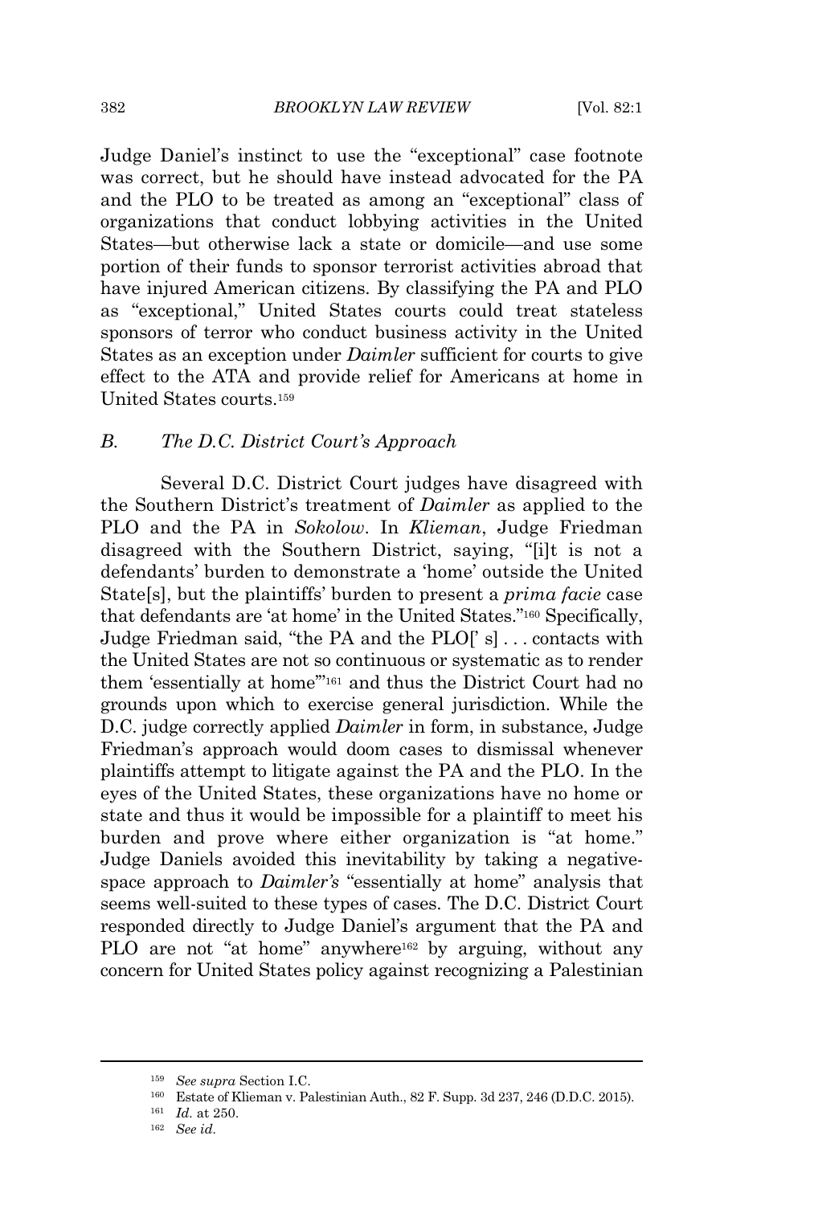Judge Daniel's instinct to use the "exceptional" case footnote was correct, but he should have instead advocated for the PA and the PLO to be treated as among an "exceptional" class of organizations that conduct lobbying activities in the United States—but otherwise lack a state or domicile—and use some portion of their funds to sponsor terrorist activities abroad that have injured American citizens. By classifying the PA and PLO as "exceptional," United States courts could treat stateless sponsors of terror who conduct business activity in the United States as an exception under *Daimler* sufficient for courts to give effect to the ATA and provide relief for Americans at home in United States courts.[159]

### *B. The D.C. District Court's Approach*

Several D.C. District Court judges have disagreed with the Southern District's treatment of *Daimler* as applied to the PLO and the PA in *Sokolow*. In *Klieman*, Judge Friedman disagreed with the Southern District, saying, "[i]t is not a defendants' burden to demonstrate a 'home' outside the United State[s], but the plaintiffs' burden to present a *prima facie* case that defendants are 'at home' in the United States."[160] Specifically, Judge Friedman said, "the PA and the PLO[' s] . . . contacts with the United States are not so continuous or systematic as to render them 'essentially at home'"[161] and thus the District Court had no grounds upon which to exercise general jurisdiction. While the D.C. judge correctly applied *Daimler* in form, in substance, Judge Friedman's approach would doom cases to dismissal whenever plaintiffs attempt to litigate against the PA and the PLO. In the eyes of the United States, these organizations have no home or state and thus it would be impossible for a plaintiff to meet his burden and prove where either organization is "at home." Judge Daniels avoided this inevitability by taking a negative-space approach to *Daimler's* "essentially at home" analysis that seems well-suited to these types of cases. The D.C. District Court responded directly to Judge Daniel's argument that the PA and PLO are not "at home" anywhere[162] by arguing, without any concern for United States policy against recognizing a Palestinian

---

[159] *See supra* Section I.C.

[160] Estate of Klieman v. Palestinian Auth., 82 F. Supp. 3d 237, 246 (D.D.C. 2015).

[161] *Id.* at 250.

[162] *See id.*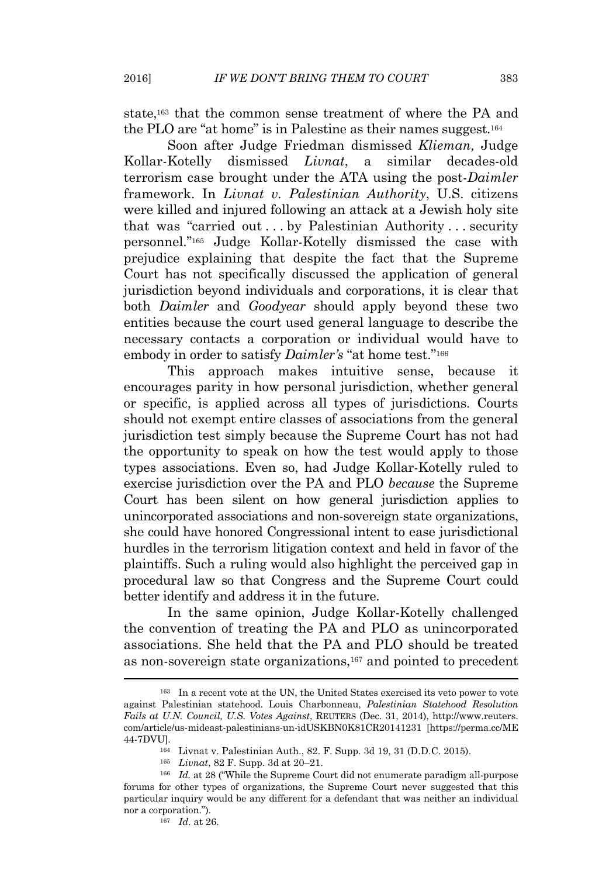state,[163] that the common sense treatment of where the PA and the PLO are "at home" is in Palestine as their names suggest.[164]

Soon after Judge Friedman dismissed *Klieman,* Judge Kollar-Kotelly dismissed *Livnat*, a similar decades-old terrorism case brought under the ATA using the post-*Daimler* framework. In *Livnat v. Palestinian Authority*, U.S. citizens were killed and injured following an attack at a Jewish holy site that was "carried out . . . by Palestinian Authority . . . security personnel."[165] Judge Kollar-Kotelly dismissed the case with prejudice explaining that despite the fact that the Supreme Court has not specifically discussed the application of general jurisdiction beyond individuals and corporations, it is clear that both *Daimler* and *Goodyear* should apply beyond these two entities because the court used general language to describe the necessary contacts a corporation or individual would have to embody in order to satisfy *Daimler's* "at home test."[166]

This approach makes intuitive sense, because it encourages parity in how personal jurisdiction, whether general or specific, is applied across all types of jurisdictions. Courts should not exempt entire classes of associations from the general jurisdiction test simply because the Supreme Court has not had the opportunity to speak on how the test would apply to those types associations. Even so, had Judge Kollar-Kotelly ruled to exercise jurisdiction over the PA and PLO *because* the Supreme Court has been silent on how general jurisdiction applies to unincorporated associations and non-sovereign state organizations, she could have honored Congressional intent to ease jurisdictional hurdles in the terrorism litigation context and held in favor of the plaintiffs. Such a ruling would also highlight the perceived gap in procedural law so that Congress and the Supreme Court could better identify and address it in the future.

In the same opinion, Judge Kollar-Kotelly challenged the convention of treating the PA and PLO as unincorporated associations. She held that the PA and PLO should be treated as non-sovereign state organizations,[167] and pointed to precedent

---

[163] In a recent vote at the UN, the United States exercised its veto power to vote against Palestinian statehood. Louis Charbonneau, *Palestinian Statehood Resolution Fails at U.N. Council, U.S. Votes Against*, REUTERS (Dec. 31, 2014), http://www.reuters.com/article/us-mideast-palestinians-un-idUSKBN0K81CR20141231 [https://perma.cc/ME44-7DVU].

[164] Livnat v. Palestinian Auth., 82. F. Supp. 3d 19, 31 (D.D.C. 2015).

[165] *Livnat*, 82 F. Supp. 3d at 20–21.

[166] *Id.* at 28 ("While the Supreme Court did not enumerate paradigm all-purpose forums for other types of organizations, the Supreme Court never suggested that this particular inquiry would be any different for a defendant that was neither an individual nor a corporation.").

[167] *Id.* at 26.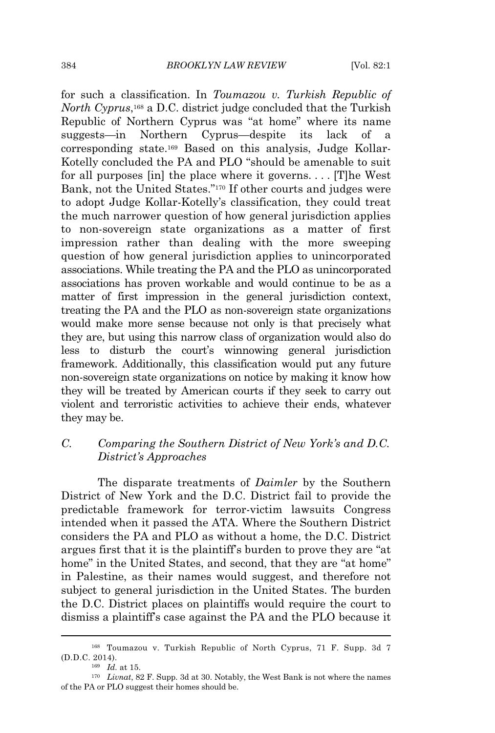for such a classification. In *Toumazou v. Turkish Republic of North Cyprus*,[168] a D.C. district judge concluded that the Turkish Republic of Northern Cyprus was "at home" where its name suggests—in Northern Cyprus—despite its lack of a corresponding state.[169] Based on this analysis, Judge Kollar-Kotelly concluded the PA and PLO "should be amenable to suit for all purposes [in] the place where it governs. . . . [T]he West Bank, not the United States."[170] If other courts and judges were to adopt Judge Kollar-Kotelly's classification, they could treat the much narrower question of how general jurisdiction applies to non-sovereign state organizations as a matter of first impression rather than dealing with the more sweeping question of how general jurisdiction applies to unincorporated associations. While treating the PA and the PLO as unincorporated associations has proven workable and would continue to be as a matter of first impression in the general jurisdiction context, treating the PA and the PLO as non-sovereign state organizations would make more sense because not only is that precisely what they are, but using this narrow class of organization would also do less to disturb the court's winnowing general jurisdiction framework. Additionally, this classification would put any future non-sovereign state organizations on notice by making it know how they will be treated by American courts if they seek to carry out violent and terroristic activities to achieve their ends, whatever they may be.

### *C. Comparing the Southern District of New York's and D.C. District's Approaches*

The disparate treatments of *Daimler* by the Southern District of New York and the D.C. District fail to provide the predictable framework for terror-victim lawsuits Congress intended when it passed the ATA. Where the Southern District considers the PA and PLO as without a home, the D.C. District argues first that it is the plaintiff's burden to prove they are "at home" in the United States, and second, that they are "at home" in Palestine, as their names would suggest, and therefore not subject to general jurisdiction in the United States. The burden the D.C. District places on plaintiffs would require the court to dismiss a plaintiff's case against the PA and the PLO because it

---

[168] Toumazou v. Turkish Republic of North Cyprus, 71 F. Supp. 3d 7 (D.D.C. 2014).

[169] *Id.* at 15.

[170] *Livnat*, 82 F. Supp. 3d at 30. Notably, the West Bank is not where the names of the PA or PLO suggest their homes should be.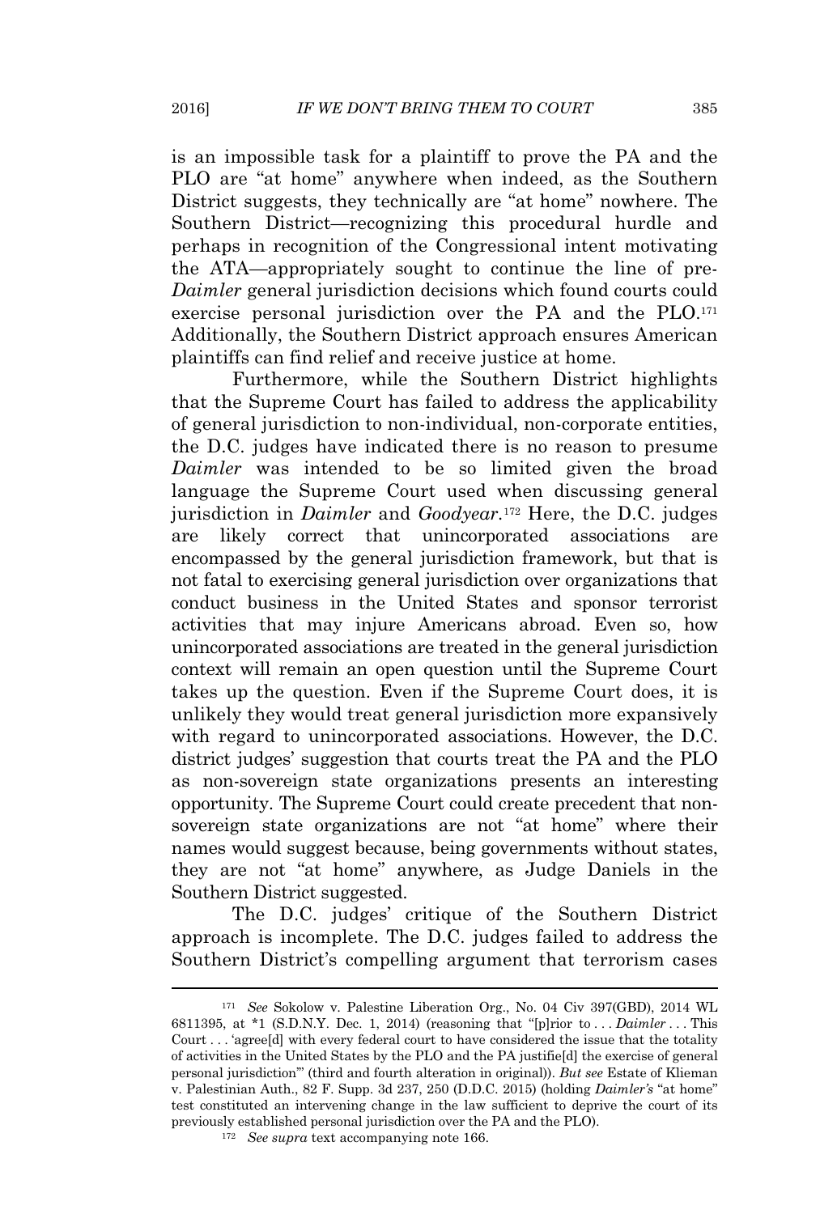is an impossible task for a plaintiff to prove the PA and the PLO are "at home" anywhere when indeed, as the Southern District suggests, they technically are "at home" nowhere. The Southern District—recognizing this procedural hurdle and perhaps in recognition of the Congressional intent motivating the ATA—appropriately sought to continue the line of pre-*Daimler* general jurisdiction decisions which found courts could exercise personal jurisdiction over the PA and the PLO.[171] Additionally, the Southern District approach ensures American plaintiffs can find relief and receive justice at home.

Furthermore, while the Southern District highlights that the Supreme Court has failed to address the applicability of general jurisdiction to non-individual, non-corporate entities, the D.C. judges have indicated there is no reason to presume *Daimler* was intended to be so limited given the broad language the Supreme Court used when discussing general jurisdiction in *Daimler* and *Goodyear*.[172] Here, the D.C. judges are likely correct that unincorporated associations are encompassed by the general jurisdiction framework, but that is not fatal to exercising general jurisdiction over organizations that conduct business in the United States and sponsor terrorist activities that may injure Americans abroad. Even so, how unincorporated associations are treated in the general jurisdiction context will remain an open question until the Supreme Court takes up the question. Even if the Supreme Court does, it is unlikely they would treat general jurisdiction more expansively with regard to unincorporated associations. However, the D.C. district judges' suggestion that courts treat the PA and the PLO as non-sovereign state organizations presents an interesting opportunity. The Supreme Court could create precedent that non-sovereign state organizations are not "at home" where their names would suggest because, being governments without states, they are not "at home" anywhere, as Judge Daniels in the Southern District suggested.

The D.C. judges' critique of the Southern District approach is incomplete. The D.C. judges failed to address the Southern District's compelling argument that terrorism cases

---

[171] *See* Sokolow v. Palestine Liberation Org., No. 04 Civ 397(GBD), 2014 WL 6811395, at *1 (S.D.N.Y. Dec. 1, 2014) (reasoning that "[p]rior to . . . *Daimler* . . . This Court . . . 'agree[d] with every federal court to have considered the issue that the totality of activities in the United States by the PLO and the PA justifie[d] the exercise of general personal jurisdiction'" (third and fourth alteration in original)). *But see* Estate of Klieman v. Palestinian Auth., 82 F. Supp. 3d 237, 250 (D.D.C. 2015) (holding *Daimler's* "at home" test constituted an intervening change in the law sufficient to deprive the court of its previously established personal jurisdiction over the PA and the PLO).

[172] *See supra* text accompanying note 166.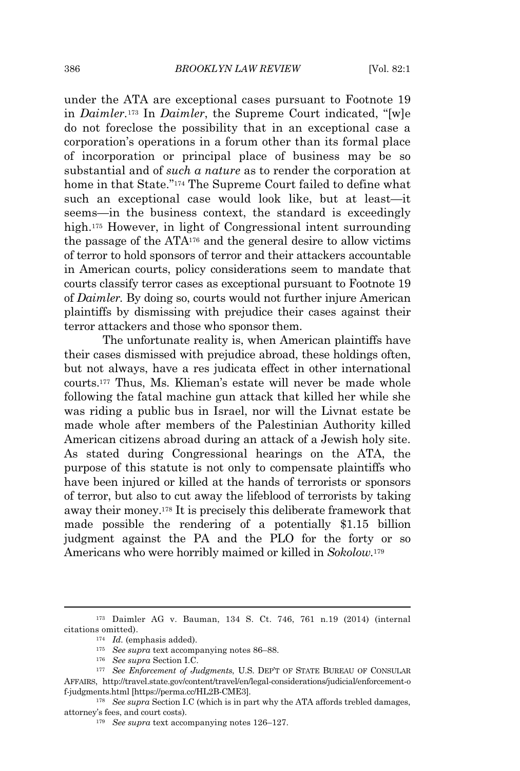under the ATA are exceptional cases pursuant to Footnote 19 in *Daimler*.[173] In *Daimler*, the Supreme Court indicated, "[w]e do not foreclose the possibility that in an exceptional case a corporation's operations in a forum other than its formal place of incorporation or principal place of business may be so substantial and of *such a nature* as to render the corporation at home in that State."[174] The Supreme Court failed to define what such an exceptional case would look like, but at least—it seems—in the business context, the standard is exceedingly high.[175] However, in light of Congressional intent surrounding the passage of the ATA[176] and the general desire to allow victims of terror to hold sponsors of terror and their attackers accountable in American courts, policy considerations seem to mandate that courts classify terror cases as exceptional pursuant to Footnote 19 of *Daimler.* By doing so, courts would not further injure American plaintiffs by dismissing with prejudice their cases against their terror attackers and those who sponsor them.

The unfortunate reality is, when American plaintiffs have their cases dismissed with prejudice abroad, these holdings often, but not always, have a res judicata effect in other international courts.[177] Thus, Ms. Klieman's estate will never be made whole following the fatal machine gun attack that killed her while she was riding a public bus in Israel, nor will the Livnat estate be made whole after members of the Palestinian Authority killed American citizens abroad during an attack of a Jewish holy site. As stated during Congressional hearings on the ATA, the purpose of this statute is not only to compensate plaintiffs who have been injured or killed at the hands of terrorists or sponsors of terror, but also to cut away the lifeblood of terrorists by taking away their money.[178] It is precisely this deliberate framework that made possible the rendering of a potentially $1.15 billion judgment against the PA and the PLO for the forty or so Americans who were horribly maimed or killed in *Sokolow*.[179]

---

[173] Daimler AG v. Bauman, 134 S. Ct. 746, 761 n.19 (2014) (internal citations omitted).

[174] *Id.* (emphasis added).

[175] *See supra* text accompanying notes 86–88.

[176] *See supra* Section I.C.

[177] *See Enforcement of Judgments*, U.S. DEP'T OF STATE BUREAU OF CONSULAR AFFAIRS, http://travel.state.gov/content/travel/en/legal-considerations/judicial/enforcement-of-judgments.html [https://perma.cc/HL2B-CME3].

[178] *See supra* Section I.C (which is in part why the ATA affords trebled damages, attorney's fees, and court costs).

[179] *See supra* text accompanying notes 126–127.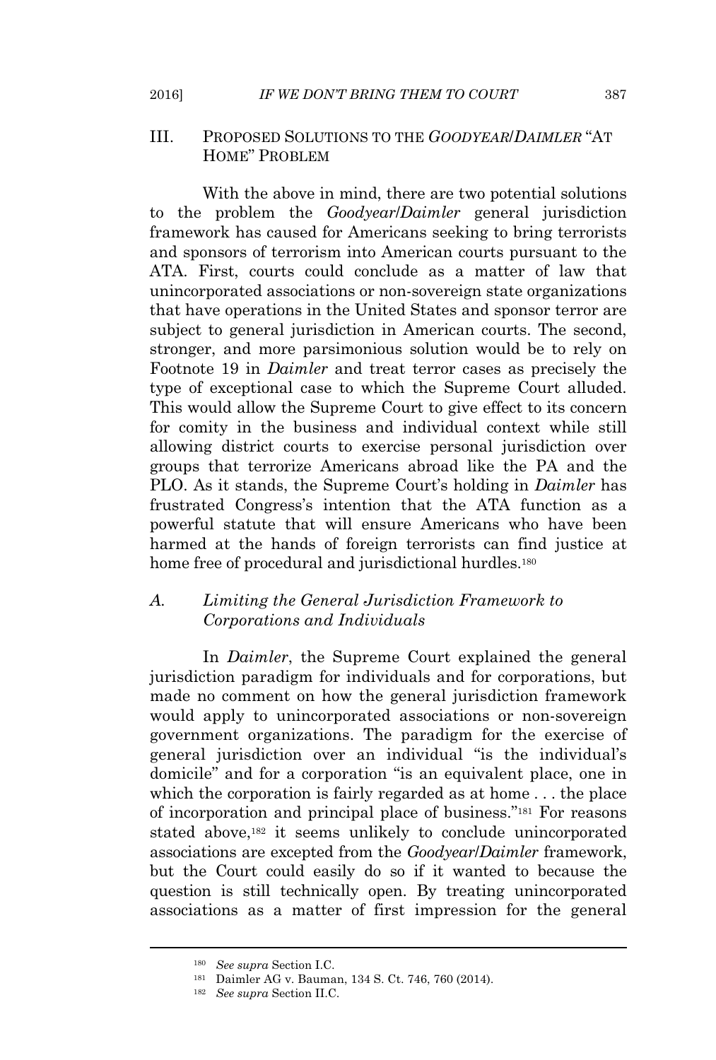## III. PROPOSED SOLUTIONS TO THE *GOODYEAR/DAIMLER* "AT HOME" PROBLEM

With the above in mind, there are two potential solutions to the problem the *Goodyear/Daimler* general jurisdiction framework has caused for Americans seeking to bring terrorists and sponsors of terrorism into American courts pursuant to the ATA. First, courts could conclude as a matter of law that unincorporated associations or non-sovereign state organizations that have operations in the United States and sponsor terror are subject to general jurisdiction in American courts. The second, stronger, and more parsimonious solution would be to rely on Footnote 19 in *Daimler* and treat terror cases as precisely the type of exceptional case to which the Supreme Court alluded. This would allow the Supreme Court to give effect to its concern for comity in the business and individual context while still allowing district courts to exercise personal jurisdiction over groups that terrorize Americans abroad like the PA and the PLO. As it stands, the Supreme Court's holding in *Daimler* has frustrated Congress's intention that the ATA function as a powerful statute that will ensure Americans who have been harmed at the hands of foreign terrorists can find justice at home free of procedural and jurisdictional hurdles.[180]

### *A. Limiting the General Jurisdiction Framework to Corporations and Individuals*

In *Daimler*, the Supreme Court explained the general jurisdiction paradigm for individuals and for corporations, but made no comment on how the general jurisdiction framework would apply to unincorporated associations or non-sovereign government organizations. The paradigm for the exercise of general jurisdiction over an individual "is the individual's domicile" and for a corporation "is an equivalent place, one in which the corporation is fairly regarded as at home . . . the place of incorporation and principal place of business."[181] For reasons stated above,[182] it seems unlikely to conclude unincorporated associations are excepted from the *Goodyear/Daimler* framework, but the Court could easily do so if it wanted to because the question is still technically open. By treating unincorporated associations as a matter of first impression for the general

---

[180] *See supra* Section I.C.

[181] Daimler AG v. Bauman, 134 S. Ct. 746, 760 (2014).

[182] *See supra* Section II.C.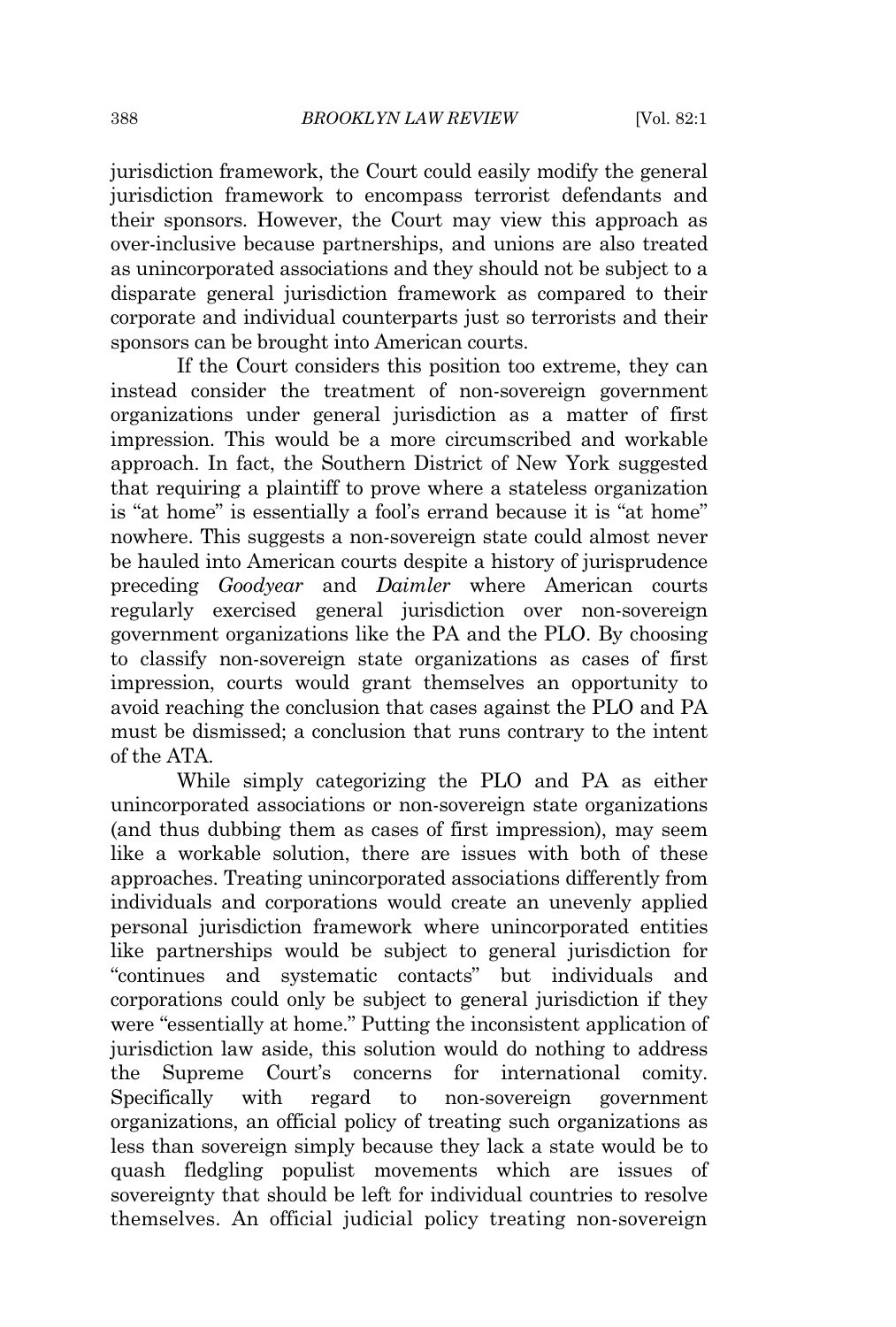jurisdiction framework, the Court could easily modify the general jurisdiction framework to encompass terrorist defendants and their sponsors. However, the Court may view this approach as over-inclusive because partnerships, and unions are also treated as unincorporated associations and they should not be subject to a disparate general jurisdiction framework as compared to their corporate and individual counterparts just so terrorists and their sponsors can be brought into American courts.

If the Court considers this position too extreme, they can instead consider the treatment of non-sovereign government organizations under general jurisdiction as a matter of first impression. This would be a more circumscribed and workable approach. In fact, the Southern District of New York suggested that requiring a plaintiff to prove where a stateless organization is "at home" is essentially a fool's errand because it is "at home" nowhere. This suggests a non-sovereign state could almost never be hauled into American courts despite a history of jurisprudence preceding *Goodyear* and *Daimler* where American courts regularly exercised general jurisdiction over non-sovereign government organizations like the PA and the PLO. By choosing to classify non-sovereign state organizations as cases of first impression, courts would grant themselves an opportunity to avoid reaching the conclusion that cases against the PLO and PA must be dismissed; a conclusion that runs contrary to the intent of the ATA.

While simply categorizing the PLO and PA as either unincorporated associations or non-sovereign state organizations (and thus dubbing them as cases of first impression), may seem like a workable solution, there are issues with both of these approaches. Treating unincorporated associations differently from individuals and corporations would create an unevenly applied personal jurisdiction framework where unincorporated entities like partnerships would be subject to general jurisdiction for "continues and systematic contacts" but individuals and corporations could only be subject to general jurisdiction if they were "essentially at home." Putting the inconsistent application of jurisdiction law aside, this solution would do nothing to address the Supreme Court's concerns for international comity. Specifically with regard to non-sovereign government organizations, an official policy of treating such organizations as less than sovereign simply because they lack a state would be to quash fledgling populist movements which are issues of sovereignty that should be left for individual countries to resolve themselves. An official judicial policy treating non-sovereign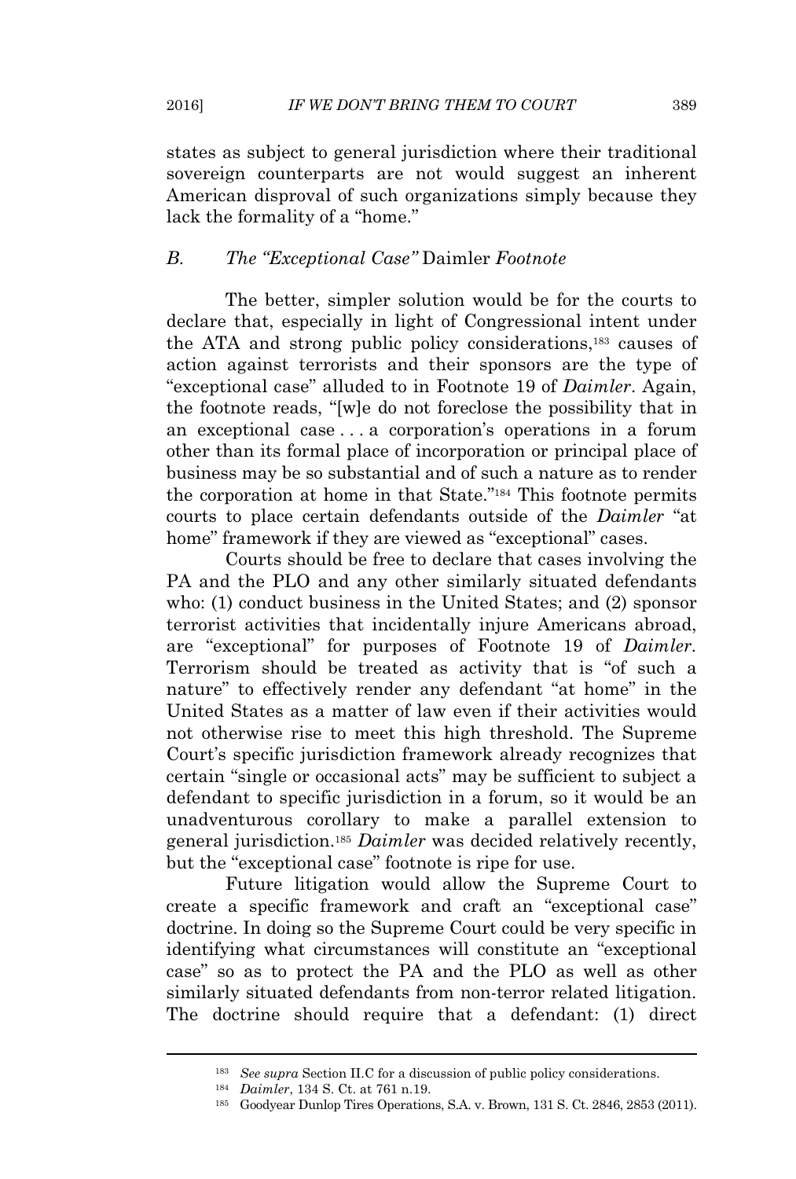states as subject to general jurisdiction where their traditional sovereign counterparts are not would suggest an inherent American disproval of such organizations simply because they lack the formality of a "home."

### *B. The "Exceptional Case"* Daimler *Footnote*

The better, simpler solution would be for the courts to declare that, especially in light of Congressional intent under the ATA and strong public policy considerations,[183] causes of action against terrorists and their sponsors are the type of "exceptional case" alluded to in Footnote 19 of *Daimler*. Again, the footnote reads, "[w]e do not foreclose the possibility that in an exceptional case . . . a corporation's operations in a forum other than its formal place of incorporation or principal place of business may be so substantial and of such a nature as to render the corporation at home in that State."[184] This footnote permits courts to place certain defendants outside of the *Daimler* "at home" framework if they are viewed as "exceptional" cases.

Courts should be free to declare that cases involving the PA and the PLO and any other similarly situated defendants who: (1) conduct business in the United States; and (2) sponsor terrorist activities that incidentally injure Americans abroad, are "exceptional" for purposes of Footnote 19 of *Daimler*. Terrorism should be treated as activity that is "of such a nature" to effectively render any defendant "at home" in the United States as a matter of law even if their activities would not otherwise rise to meet this high threshold. The Supreme Court's specific jurisdiction framework already recognizes that certain "single or occasional acts" may be sufficient to subject a defendant to specific jurisdiction in a forum, so it would be an unadventurous corollary to make a parallel extension to general jurisdiction.[185] *Daimler* was decided relatively recently, but the "exceptional case" footnote is ripe for use.

Future litigation would allow the Supreme Court to create a specific framework and craft an "exceptional case" doctrine. In doing so the Supreme Court could be very specific in identifying what circumstances will constitute an "exceptional case" so as to protect the PA and the PLO as well as other similarly situated defendants from non-terror related litigation. The doctrine should require that a defendant: (1) direct

---

[183] *See supra* Section II.C for a discussion of public policy considerations.

[184] *Daimler*, 134 S. Ct. at 761 n.19.

[185] Goodyear Dunlop Tires Operations, S.A. v. Brown, 131 S. Ct. 2846, 2853 (2011).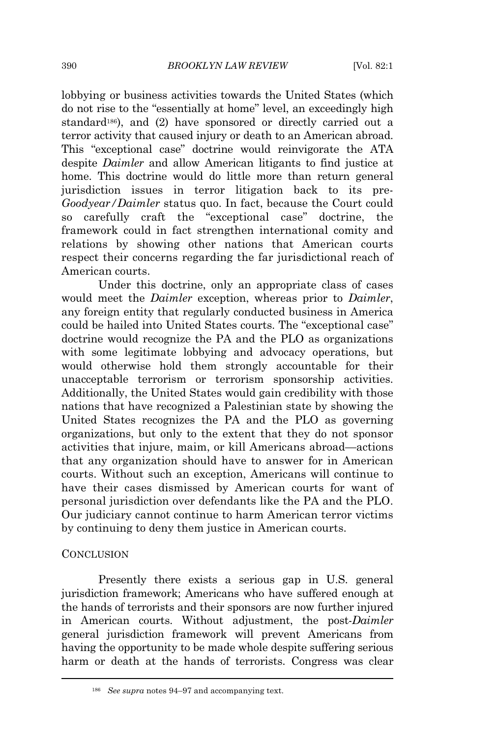lobbying or business activities towards the United States (which do not rise to the "essentially at home" level, an exceedingly high standard[186]), and (2) have sponsored or directly carried out a terror activity that caused injury or death to an American abroad. This "exceptional case" doctrine would reinvigorate the ATA despite *Daimler* and allow American litigants to find justice at home. This doctrine would do little more than return general jurisdiction issues in terror litigation back to its pre-*Goodyear/Daimler* status quo. In fact, because the Court could so carefully craft the "exceptional case" doctrine, the framework could in fact strengthen international comity and relations by showing other nations that American courts respect their concerns regarding the far jurisdictional reach of American courts.

Under this doctrine, only an appropriate class of cases would meet the *Daimler* exception, whereas prior to *Daimler*, any foreign entity that regularly conducted business in America could be hailed into United States courts. The "exceptional case" doctrine would recognize the PA and the PLO as organizations with some legitimate lobbying and advocacy operations, but would otherwise hold them strongly accountable for their unacceptable terrorism or terrorism sponsorship activities. Additionally, the United States would gain credibility with those nations that have recognized a Palestinian state by showing the United States recognizes the PA and the PLO as governing organizations, but only to the extent that they do not sponsor activities that injure, maim, or kill Americans abroad—actions that any organization should have to answer for in American courts. Without such an exception, Americans will continue to have their cases dismissed by American courts for want of personal jurisdiction over defendants like the PA and the PLO. Our judiciary cannot continue to harm American terror victims by continuing to deny them justice in American courts.

## CONCLUSION

Presently there exists a serious gap in U.S. general jurisdiction framework; Americans who have suffered enough at the hands of terrorists and their sponsors are now further injured in American courts. Without adjustment, the post-*Daimler* general jurisdiction framework will prevent Americans from having the opportunity to be made whole despite suffering serious harm or death at the hands of terrorists. Congress was clear

---

[186] *See supra* notes 94–97 and accompanying text.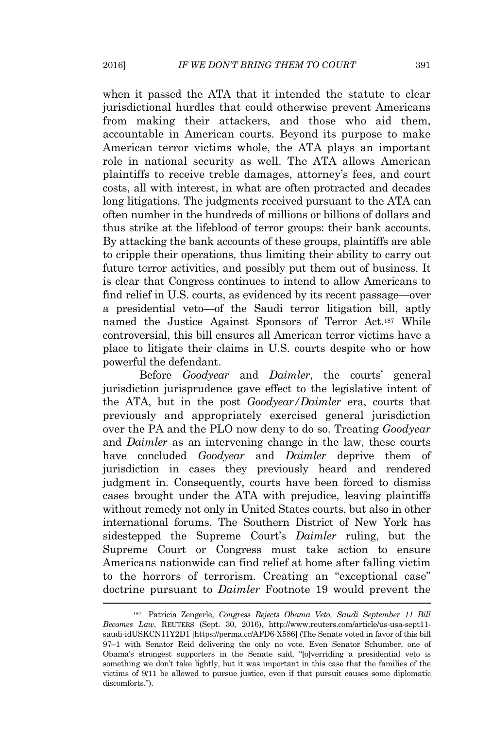when it passed the ATA that it intended the statute to clear jurisdictional hurdles that could otherwise prevent Americans from making their attackers, and those who aid them, accountable in American courts. Beyond its purpose to make American terror victims whole, the ATA plays an important role in national security as well. The ATA allows American plaintiffs to receive treble damages, attorney's fees, and court costs, all with interest, in what are often protracted and decades long litigations. The judgments received pursuant to the ATA can often number in the hundreds of millions or billions of dollars and thus strike at the lifeblood of terror groups: their bank accounts. By attacking the bank accounts of these groups, plaintiffs are able to cripple their operations, thus limiting their ability to carry out future terror activities, and possibly put them out of business. It is clear that Congress continues to intend to allow Americans to find relief in U.S. courts, as evidenced by its recent passage—over a presidential veto—of the Saudi terror litigation bill, aptly named the Justice Against Sponsors of Terror Act.[187] While controversial, this bill ensures all American terror victims have a place to litigate their claims in U.S. courts despite who or how powerful the defendant.

Before *Goodyear* and *Daimler*, the courts' general jurisdiction jurisprudence gave effect to the legislative intent of the ATA, but in the post *Goodyear/Daimler* era, courts that previously and appropriately exercised general jurisdiction over the PA and the PLO now deny to do so. Treating *Goodyear* and *Daimler* as an intervening change in the law, these courts have concluded *Goodyear* and *Daimler* deprive them of jurisdiction in cases they previously heard and rendered judgment in. Consequently, courts have been forced to dismiss cases brought under the ATA with prejudice, leaving plaintiffs without remedy not only in United States courts, but also in other international forums. The Southern District of New York has sidestepped the Supreme Court's *Daimler* ruling, but the Supreme Court or Congress must take action to ensure Americans nationwide can find relief at home after falling victim to the horrors of terrorism. Creating an "exceptional case" doctrine pursuant to *Daimler* Footnote 19 would prevent the

---

[187] Patricia Zengerle, *Congress Rejects Obama Veto, Saudi September 11 Bill Becomes Law*, REUTERS (Sept. 30, 2016), http://www.reuters.com/article/us-usa-sept11-saudi-idUSKCN11Y2D1 [https://perma.cc/AFD6-X586] (The Senate voted in favor of this bill 97–1 with Senator Reid delivering the only no vote. Even Senator Schumber, one of Obama's strongest supporters in the Senate said, "[o]verriding a presidential veto is something we don't take lightly, but it was important in this case that the families of the victims of 9/11 be allowed to pursue justice, even if that pursuit causes some diplomatic discomforts.").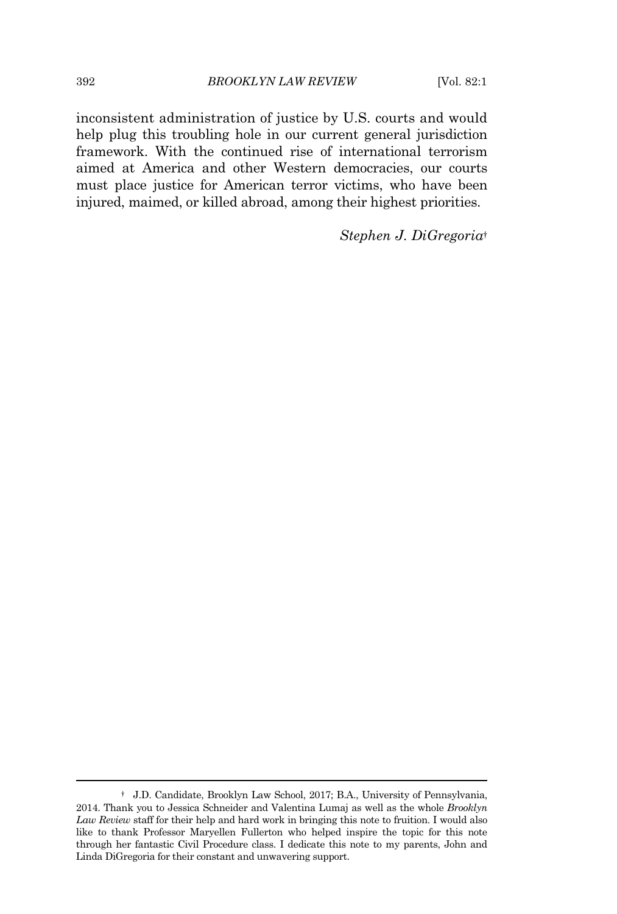inconsistent administration of justice by U.S. courts and would help plug this troubling hole in our current general jurisdiction framework. With the continued rise of international terrorism aimed at America and other Western democracies, our courts must place justice for American terror victims, who have been injured, maimed, or killed abroad, among their highest priorities.

*Stephen J. DiGregoria*†

---

† J.D. Candidate, Brooklyn Law School, 2017; B.A., University of Pennsylvania, 2014. Thank you to Jessica Schneider and Valentina Lumaj as well as the whole *Brooklyn Law Review* staff for their help and hard work in bringing this note to fruition. I would also like to thank Professor Maryellen Fullerton who helped inspire the topic for this note through her fantastic Civil Procedure class. I dedicate this note to my parents, John and Linda DiGregoria for their constant and unwavering support.